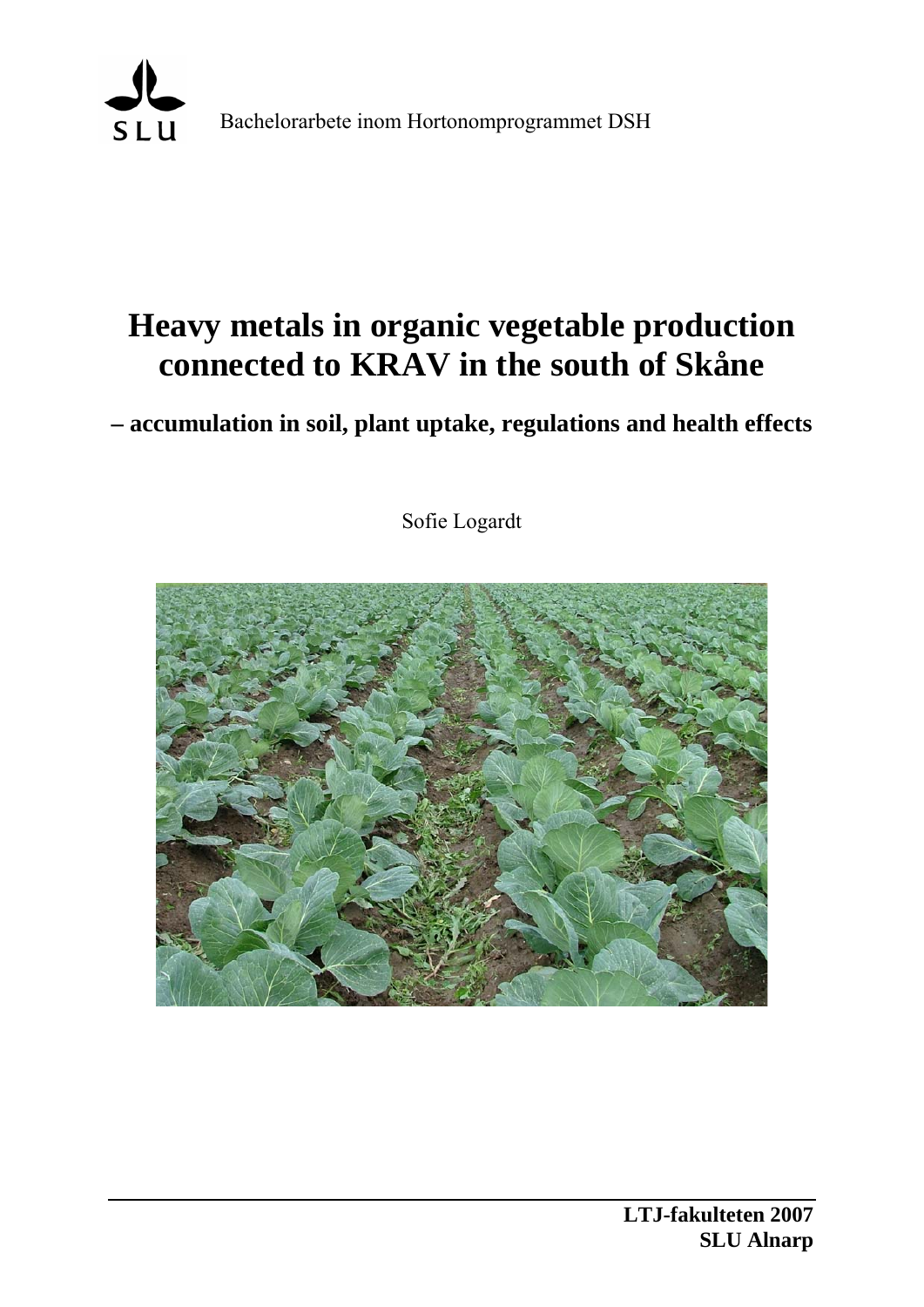Bachelorarbete inom Hortonomprogrammet DSH

# Heavy metals in organic vegetable production connected to KRAV in the south of Skåne

## – accumulation in soil, plant uptake, regulations and health effects

Sofie Logardt

**LTJ-fakulteten 2007**
**SLU Alnarp**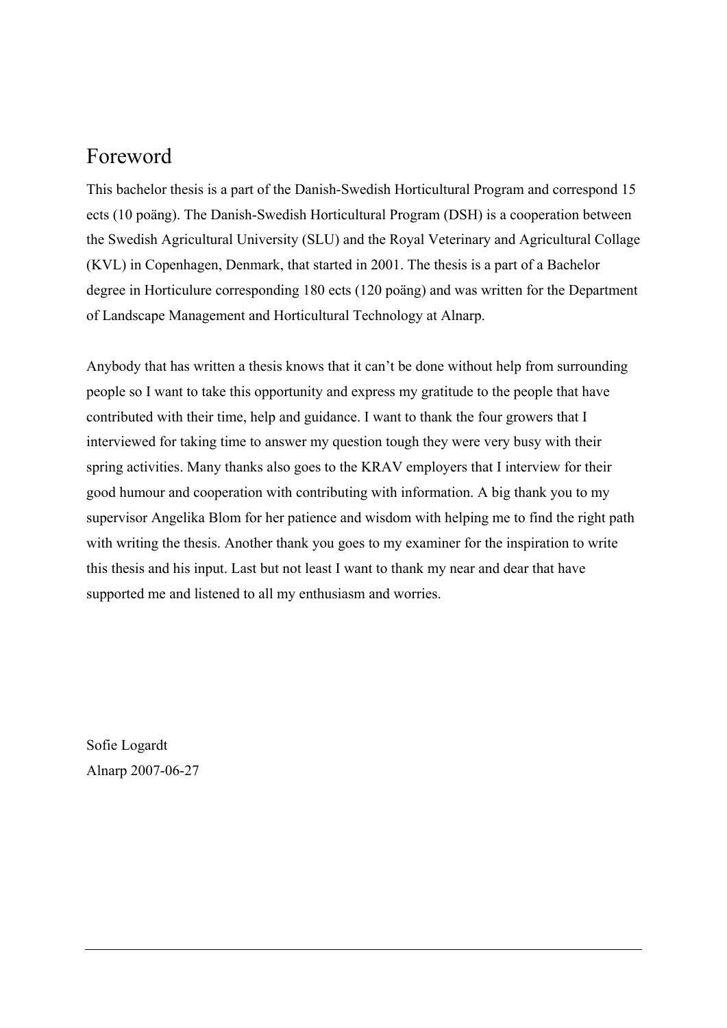# Foreword

This bachelor thesis is a part of the Danish-Swedish Horticultural Program and correspond 15 ects (10 poäng). The Danish-Swedish Horticultural Program (DSH) is a cooperation between the Swedish Agricultural University (SLU) and the Royal Veterinary and Agricultural Collage (KVL) in Copenhagen, Denmark, that started in 2001. The thesis is a part of a Bachelor degree in Horticulure corresponding 180 ects (120 poäng) and was written for the Department of Landscape Management and Horticultural Technology at Alnarp.

Anybody that has written a thesis knows that it can't be done without help from surrounding people so I want to take this opportunity and express my gratitude to the people that have contributed with their time, help and guidance. I want to thank the four growers that I interviewed for taking time to answer my question tough they were very busy with their spring activities. Many thanks also goes to the KRAV employers that I interview for their good humour and cooperation with contributing with information. A big thank you to my supervisor Angelika Blom for her patience and wisdom with helping me to find the right path with writing the thesis. Another thank you goes to my examiner for the inspiration to write this thesis and his input. Last but not least I want to thank my near and dear that have supported me and listened to all my enthusiasm and worries.

Sofie Logardt
Alnarp 2007-06-27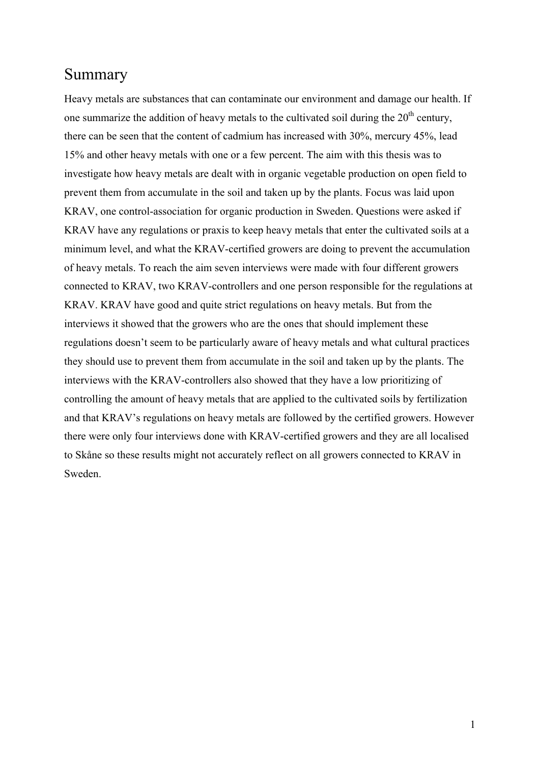## Summary

Heavy metals are substances that can contaminate our environment and damage our health. If one summarize the addition of heavy metals to the cultivated soil during the 20$^{th}$ century, there can be seen that the content of cadmium has increased with 30%, mercury 45%, lead 15% and other heavy metals with one or a few percent. The aim with this thesis was to investigate how heavy metals are dealt with in organic vegetable production on open field to prevent them from accumulate in the soil and taken up by the plants. Focus was laid upon KRAV, one control-association for organic production in Sweden. Questions were asked if KRAV have any regulations or praxis to keep heavy metals that enter the cultivated soils at a minimum level, and what the KRAV-certified growers are doing to prevent the accumulation of heavy metals. To reach the aim seven interviews were made with four different growers connected to KRAV, two KRAV-controllers and one person responsible for the regulations at KRAV. KRAV have good and quite strict regulations on heavy metals. But from the interviews it showed that the growers who are the ones that should implement these regulations doesn't seem to be particularly aware of heavy metals and what cultural practices they should use to prevent them from accumulate in the soil and taken up by the plants. The interviews with the KRAV-controllers also showed that they have a low prioritizing of controlling the amount of heavy metals that are applied to the cultivated soils by fertilization and that KRAV's regulations on heavy metals are followed by the certified growers. However there were only four interviews done with KRAV-certified growers and they are all localised to Skåne so these results might not accurately reflect on all growers connected to KRAV in Sweden.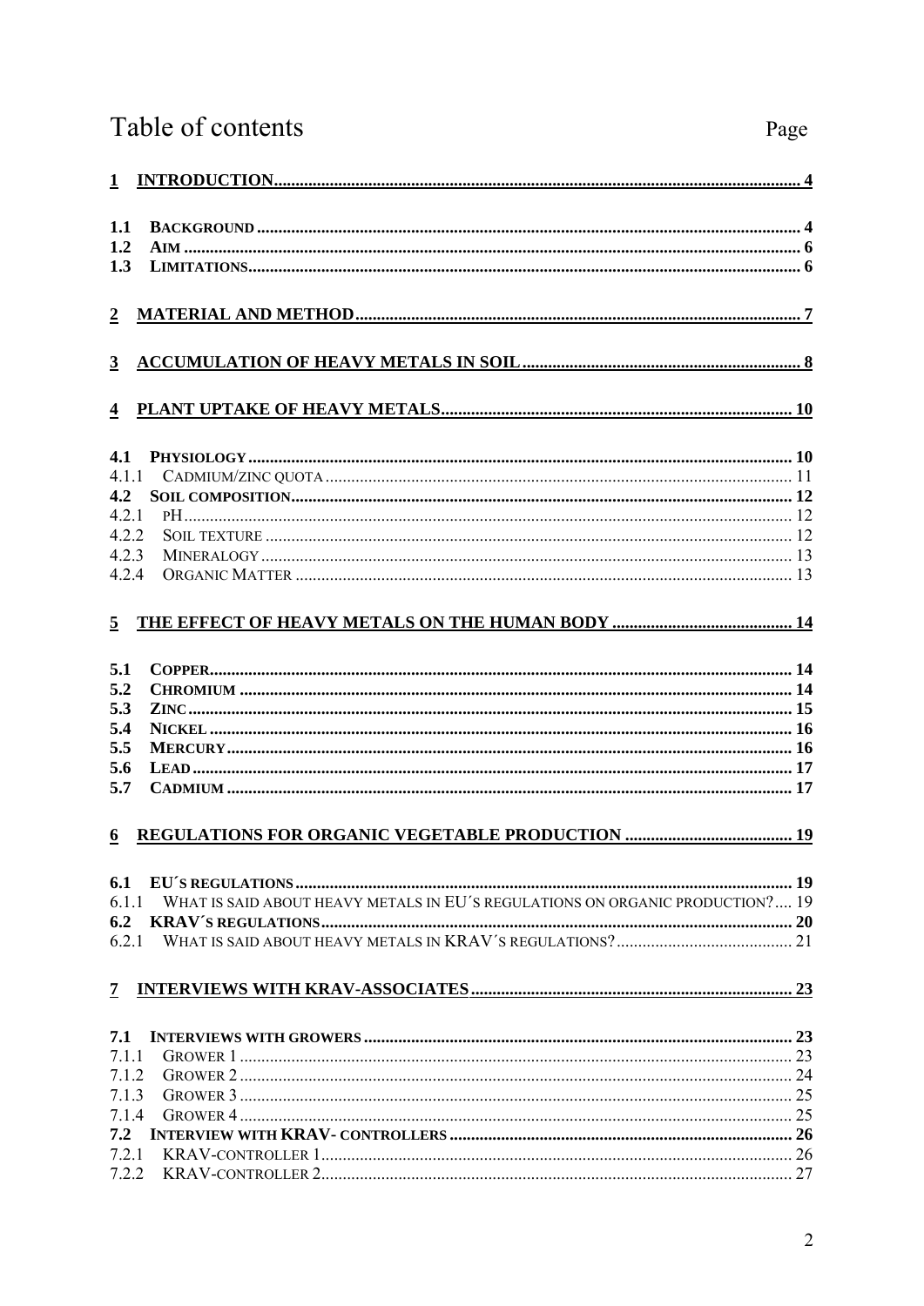# Table of contents

Page

| | | |
|---|---|---|
| **1** | **INTRODUCTION** | **4** |
| **1.1** | **BACKGROUND** | **4** |
| **1.2** | **AIM** | **6** |
| **1.3** | **LIMITATIONS** | **6** |
| **2** | **MATERIAL AND METHOD** | **7** |
| **3** | **ACCUMULATION OF HEAVY METALS IN SOIL** | **8** |
| **4** | **PLANT UPTAKE OF HEAVY METALS** | **10** |
| **4.1** | **PHYSIOLOGY** | **10** |
| 4.1.1 | CADMIUM/ZINC QUOTA | 11 |
| **4.2** | **SOIL COMPOSITION** | **12** |
| 4.2.1 | PH | 12 |
| 4.2.2 | SOIL TEXTURE | 12 |
| 4.2.3 | MINERALOGY | 13 |
| 4.2.4 | ORGANIC MATTER | 13 |
| **5** | **THE EFFECT OF HEAVY METALS ON THE HUMAN BODY** | **14** |
| **5.1** | **COPPER** | **14** |
| **5.2** | **CHROMIUM** | **14** |
| **5.3** | **ZINC** | **15** |
| **5.4** | **NICKEL** | **16** |
| **5.5** | **MERCURY** | **16** |
| **5.6** | **LEAD** | **17** |
| **5.7** | **CADMIUM** | **17** |
| **6** | **REGULATIONS FOR ORGANIC VEGETABLE PRODUCTION** | **19** |
| **6.1** | **EU´S REGULATIONS** | **19** |
| 6.1.1 | WHAT IS SAID ABOUT HEAVY METALS IN EU´S REGULATIONS ON ORGANIC PRODUCTION? | 19 |
| **6.2** | **KRAV´S REGULATIONS** | **20** |
| 6.2.1 | WHAT IS SAID ABOUT HEAVY METALS IN KRAV´S REGULATIONS? | 21 |
| **7** | **INTERVIEWS WITH KRAV-ASSOCIATES** | **23** |
| **7.1** | **INTERVIEWS WITH GROWERS** | **23** |
| 7.1.1 | GROWER 1 | 23 |
| 7.1.2 | GROWER 2 | 24 |
| 7.1.3 | GROWER 3 | 25 |
| 7.1.4 | GROWER 4 | 25 |
| **7.2** | **INTERVIEW WITH KRAV- CONTROLLERS** | **26** |
| 7.2.1 | KRAV-CONTROLLER 1 | 26 |
| 7.2.2 | KRAV-CONTROLLER 2 | 27 |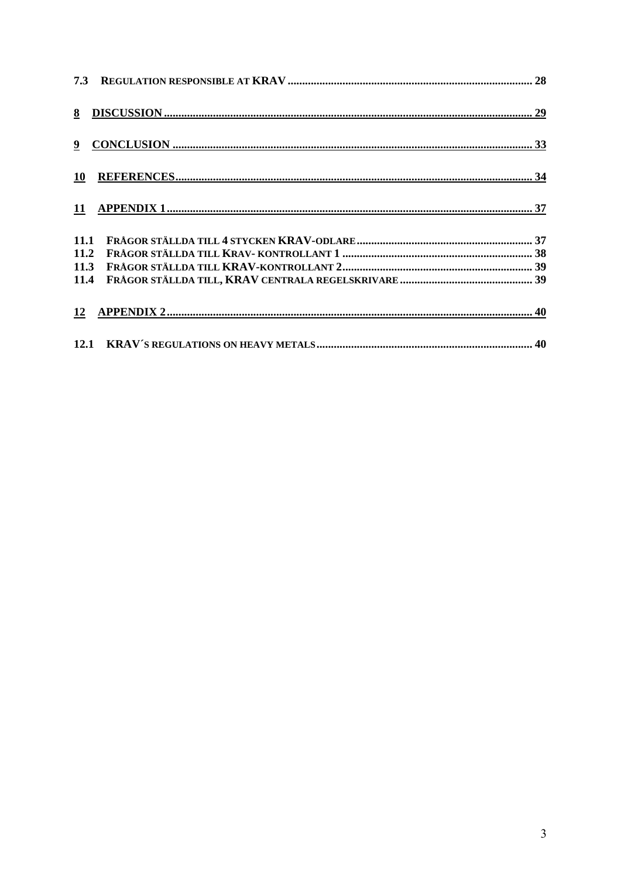**7.3 REGULATION RESPONSIBLE AT KRAV ..................................................................................... 28**

**8 DISCUSSION ............................................................................................................................... 29**

**9 CONCLUSION ............................................................................................................................. 33**

**10 REFERENCES............................................................................................................................. 34**

**11 APPENDIX 1 ............................................................................................................................... 37**

**11.1 FRÅGOR STÄLLDA TILL 4 STYCKEN KRAV-ODLARE ............................................................ 37**
**11.2 FRÅGOR STÄLLDA TILL KRAV- KONTROLLANT 1 ................................................................ 38**
**11.3 FRÅGOR STÄLLDA TILL KRAV-KONTROLLANT 2................................................................. 39**
**11.4 FRÅGOR STÄLLDA TILL, KRAV CENTRALA REGELSKRIVARE ............................................ 39**

**12 APPENDIX 2 ............................................................................................................................... 40**

**12.1 KRAV´S REGULATIONS ON HEAVY METALS .......................................................................... 40**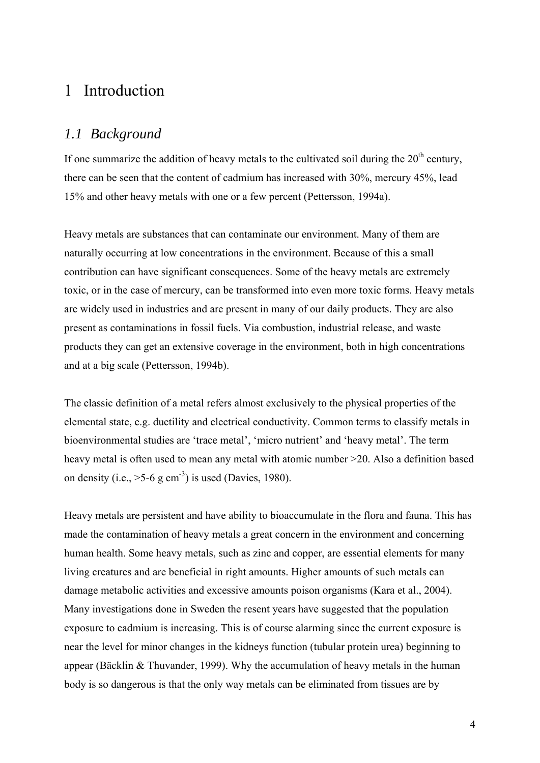# 1 Introduction

## *1.1 Background*

If one summarize the addition of heavy metals to the cultivated soil during the 20$^{th}$ century, there can be seen that the content of cadmium has increased with 30%, mercury 45%, lead 15% and other heavy metals with one or a few percent (Pettersson, 1994a).

Heavy metals are substances that can contaminate our environment. Many of them are naturally occurring at low concentrations in the environment. Because of this a small contribution can have significant consequences. Some of the heavy metals are extremely toxic, or in the case of mercury, can be transformed into even more toxic forms. Heavy metals are widely used in industries and are present in many of our daily products. They are also present as contaminations in fossil fuels. Via combustion, industrial release, and waste products they can get an extensive coverage in the environment, both in high concentrations and at a big scale (Pettersson, 1994b).

The classic definition of a metal refers almost exclusively to the physical properties of the elemental state, e.g. ductility and electrical conductivity. Common terms to classify metals in bioenvironmental studies are 'trace metal', 'micro nutrient' and 'heavy metal'. The term heavy metal is often used to mean any metal with atomic number >20. Also a definition based on density (i.e., >5-6 g cm$^{-3}$) is used (Davies, 1980).

Heavy metals are persistent and have ability to bioaccumulate in the flora and fauna. This has made the contamination of heavy metals a great concern in the environment and concerning human health. Some heavy metals, such as zinc and copper, are essential elements for many living creatures and are beneficial in right amounts. Higher amounts of such metals can damage metabolic activities and excessive amounts poison organisms (Kara et al., 2004). Many investigations done in Sweden the resent years have suggested that the population exposure to cadmium is increasing. This is of course alarming since the current exposure is near the level for minor changes in the kidneys function (tubular protein urea) beginning to appear (Bäcklin & Thuvander, 1999). Why the accumulation of heavy metals in the human body is so dangerous is that the only way metals can be eliminated from tissues are by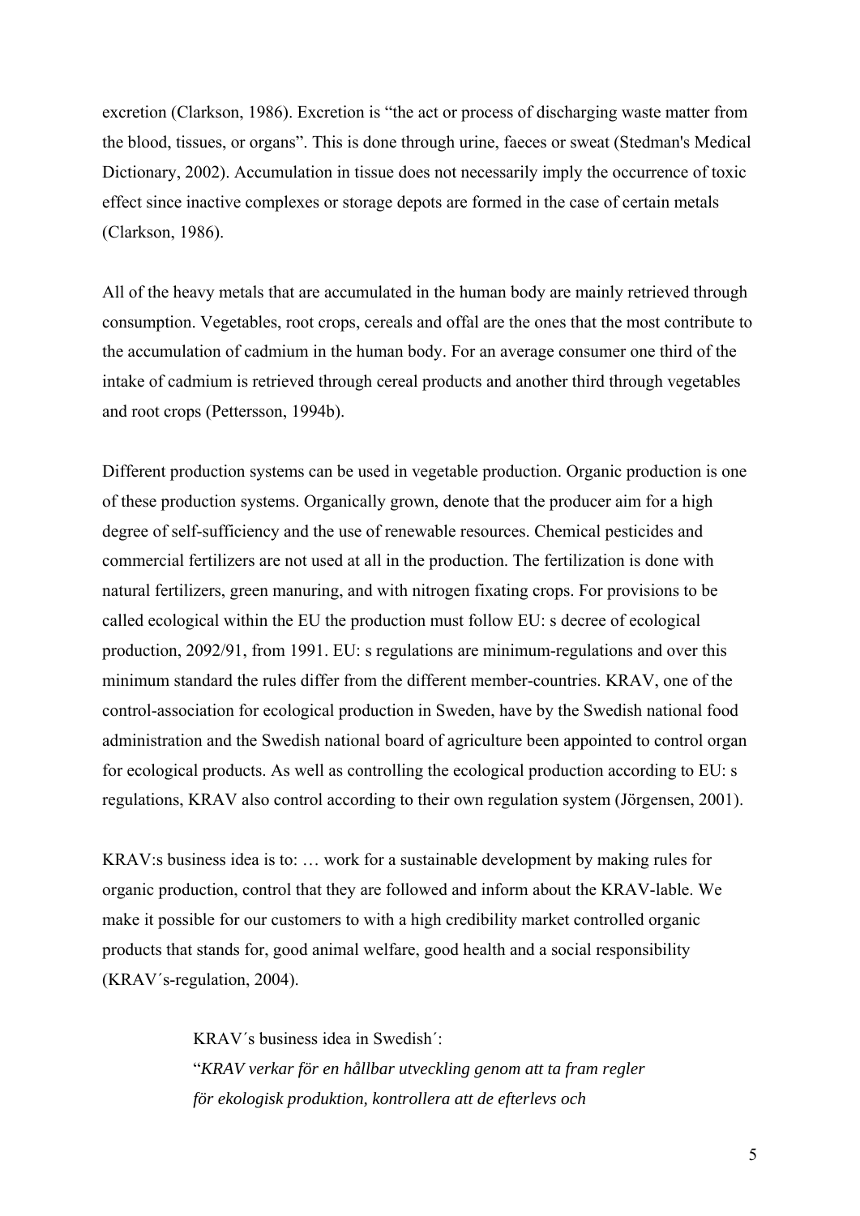excretion (Clarkson, 1986). Excretion is "the act or process of discharging waste matter from the blood, tissues, or organs". This is done through urine, faeces or sweat (Stedman's Medical Dictionary, 2002). Accumulation in tissue does not necessarily imply the occurrence of toxic effect since inactive complexes or storage depots are formed in the case of certain metals (Clarkson, 1986).

All of the heavy metals that are accumulated in the human body are mainly retrieved through consumption. Vegetables, root crops, cereals and offal are the ones that the most contribute to the accumulation of cadmium in the human body. For an average consumer one third of the intake of cadmium is retrieved through cereal products and another third through vegetables and root crops (Pettersson, 1994b).

Different production systems can be used in vegetable production. Organic production is one of these production systems. Organically grown, denote that the producer aim for a high degree of self-sufficiency and the use of renewable resources. Chemical pesticides and commercial fertilizers are not used at all in the production. The fertilization is done with natural fertilizers, green manuring, and with nitrogen fixating crops. For provisions to be called ecological within the EU the production must follow EU: s decree of ecological production, 2092/91, from 1991. EU: s regulations are minimum-regulations and over this minimum standard the rules differ from the different member-countries. KRAV, one of the control-association for ecological production in Sweden, have by the Swedish national food administration and the Swedish national board of agriculture been appointed to control organ for ecological products. As well as controlling the ecological production according to EU: s regulations, KRAV also control according to their own regulation system (Jörgensen, 2001).

KRAV:s business idea is to: … work for a sustainable development by making rules for organic production, control that they are followed and inform about the KRAV-lable. We make it possible for our customers to with a high credibility market controlled organic products that stands for, good animal welfare, good health and a social responsibility (KRAV´s-regulation, 2004).

> KRAV´s business idea in Swedish´:
> "*KRAV verkar för en hållbar utveckling genom att ta fram regler för ekologisk produktion, kontrollera att de efterlevs och*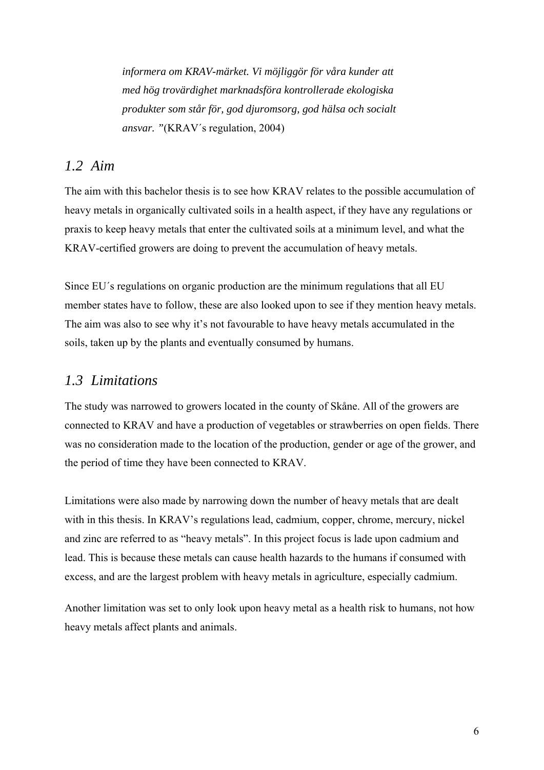*informera om KRAV-märket. Vi möjliggör för våra kunder att med hög trovärdighet marknadsföra kontrollerade ekologiska produkter som står för, god djuromsorg, god hälsa och socialt ansvar. "*(KRAV´s regulation, 2004)

## *1.2 Aim*

The aim with this bachelor thesis is to see how KRAV relates to the possible accumulation of heavy metals in organically cultivated soils in a health aspect, if they have any regulations or praxis to keep heavy metals that enter the cultivated soils at a minimum level, and what the KRAV-certified growers are doing to prevent the accumulation of heavy metals.

Since EU´s regulations on organic production are the minimum regulations that all EU member states have to follow, these are also looked upon to see if they mention heavy metals. The aim was also to see why it's not favourable to have heavy metals accumulated in the soils, taken up by the plants and eventually consumed by humans.

## *1.3 Limitations*

The study was narrowed to growers located in the county of Skåne. All of the growers are connected to KRAV and have a production of vegetables or strawberries on open fields. There was no consideration made to the location of the production, gender or age of the grower, and the period of time they have been connected to KRAV.

Limitations were also made by narrowing down the number of heavy metals that are dealt with in this thesis. In KRAV's regulations lead, cadmium, copper, chrome, mercury, nickel and zinc are referred to as "heavy metals". In this project focus is lade upon cadmium and lead. This is because these metals can cause health hazards to the humans if consumed with excess, and are the largest problem with heavy metals in agriculture, especially cadmium.

Another limitation was set to only look upon heavy metal as a health risk to humans, not how heavy metals affect plants and animals.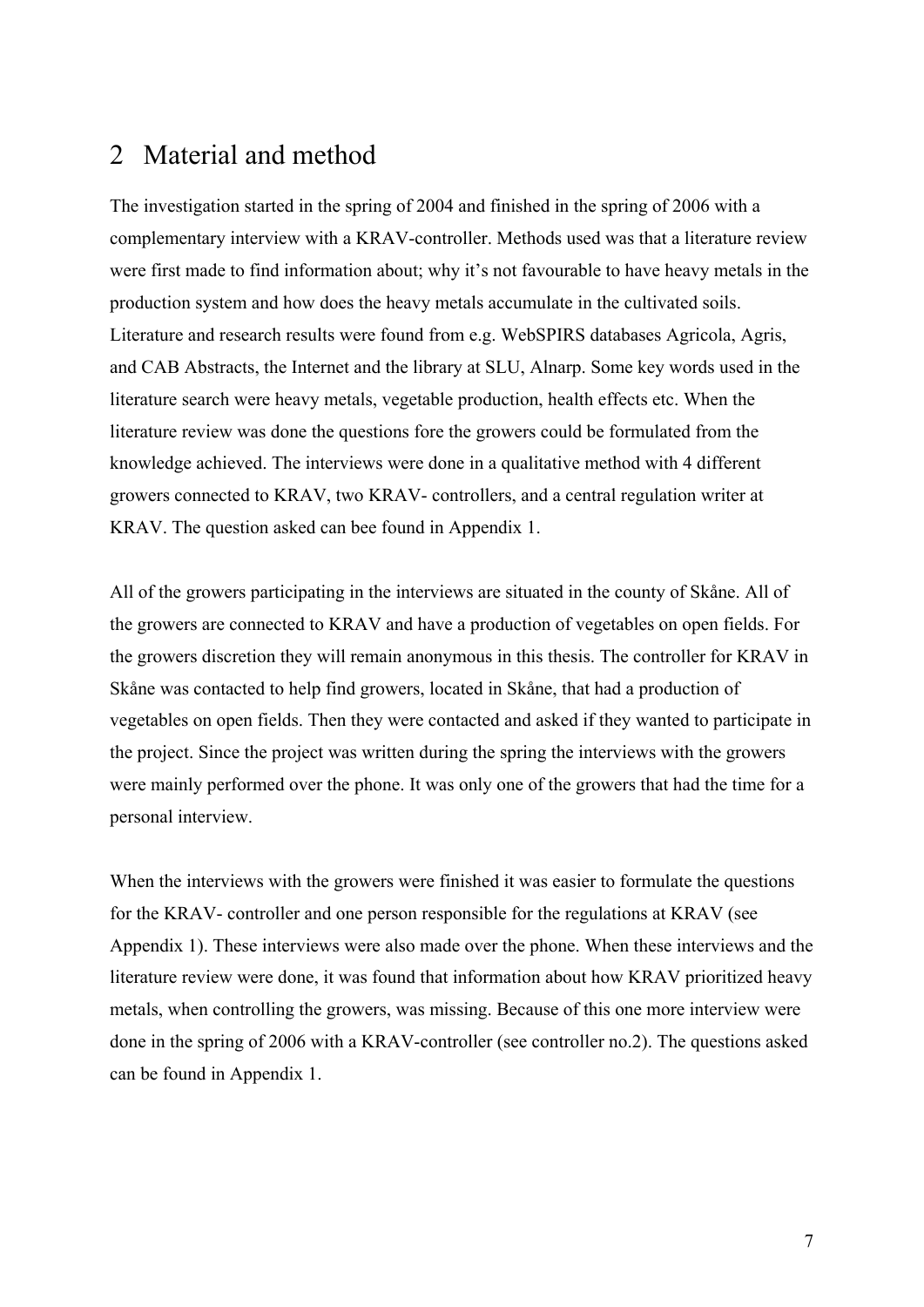# 2 Material and method

The investigation started in the spring of 2004 and finished in the spring of 2006 with a complementary interview with a KRAV-controller. Methods used was that a literature review were first made to find information about; why it's not favourable to have heavy metals in the production system and how does the heavy metals accumulate in the cultivated soils. Literature and research results were found from e.g. WebSPIRS databases Agricola, Agris, and CAB Abstracts, the Internet and the library at SLU, Alnarp. Some key words used in the literature search were heavy metals, vegetable production, health effects etc. When the literature review was done the questions fore the growers could be formulated from the knowledge achieved. The interviews were done in a qualitative method with 4 different growers connected to KRAV, two KRAV- controllers, and a central regulation writer at KRAV. The question asked can bee found in Appendix 1.

All of the growers participating in the interviews are situated in the county of Skåne. All of the growers are connected to KRAV and have a production of vegetables on open fields. For the growers discretion they will remain anonymous in this thesis. The controller for KRAV in Skåne was contacted to help find growers, located in Skåne, that had a production of vegetables on open fields. Then they were contacted and asked if they wanted to participate in the project. Since the project was written during the spring the interviews with the growers were mainly performed over the phone. It was only one of the growers that had the time for a personal interview.

When the interviews with the growers were finished it was easier to formulate the questions for the KRAV- controller and one person responsible for the regulations at KRAV (see Appendix 1). These interviews were also made over the phone. When these interviews and the literature review were done, it was found that information about how KRAV prioritized heavy metals, when controlling the growers, was missing. Because of this one more interview were done in the spring of 2006 with a KRAV-controller (see controller no.2). The questions asked can be found in Appendix 1.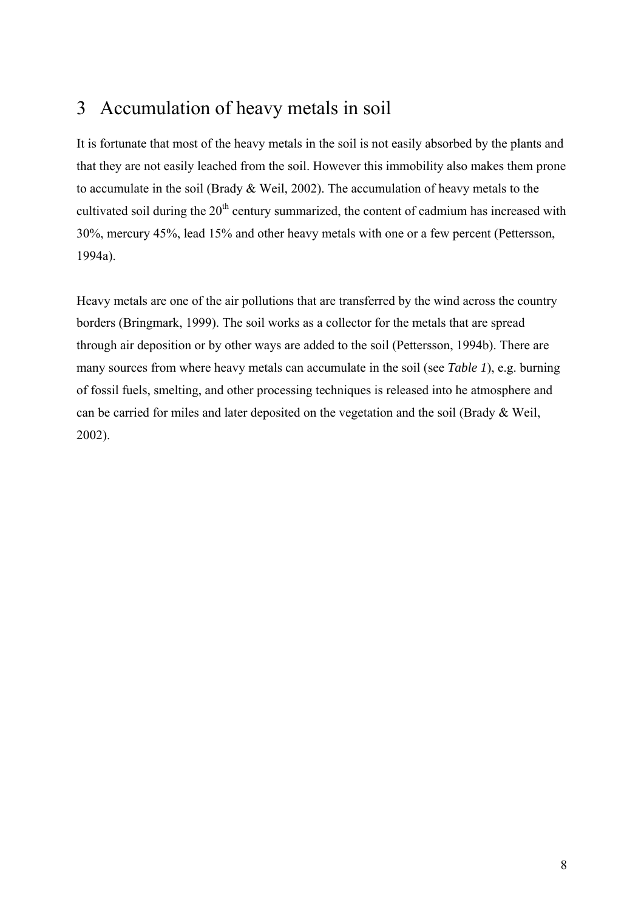# 3 Accumulation of heavy metals in soil

It is fortunate that most of the heavy metals in the soil is not easily absorbed by the plants and that they are not easily leached from the soil. However this immobility also makes them prone to accumulate in the soil (Brady & Weil, 2002). The accumulation of heavy metals to the cultivated soil during the 20$^{th}$ century summarized, the content of cadmium has increased with 30%, mercury 45%, lead 15% and other heavy metals with one or a few percent (Pettersson, 1994a).

Heavy metals are one of the air pollutions that are transferred by the wind across the country borders (Bringmark, 1999). The soil works as a collector for the metals that are spread through air deposition or by other ways are added to the soil (Pettersson, 1994b). There are many sources from where heavy metals can accumulate in the soil (see *Table 1*), e.g. burning of fossil fuels, smelting, and other processing techniques is released into he atmosphere and can be carried for miles and later deposited on the vegetation and the soil (Brady & Weil, 2002).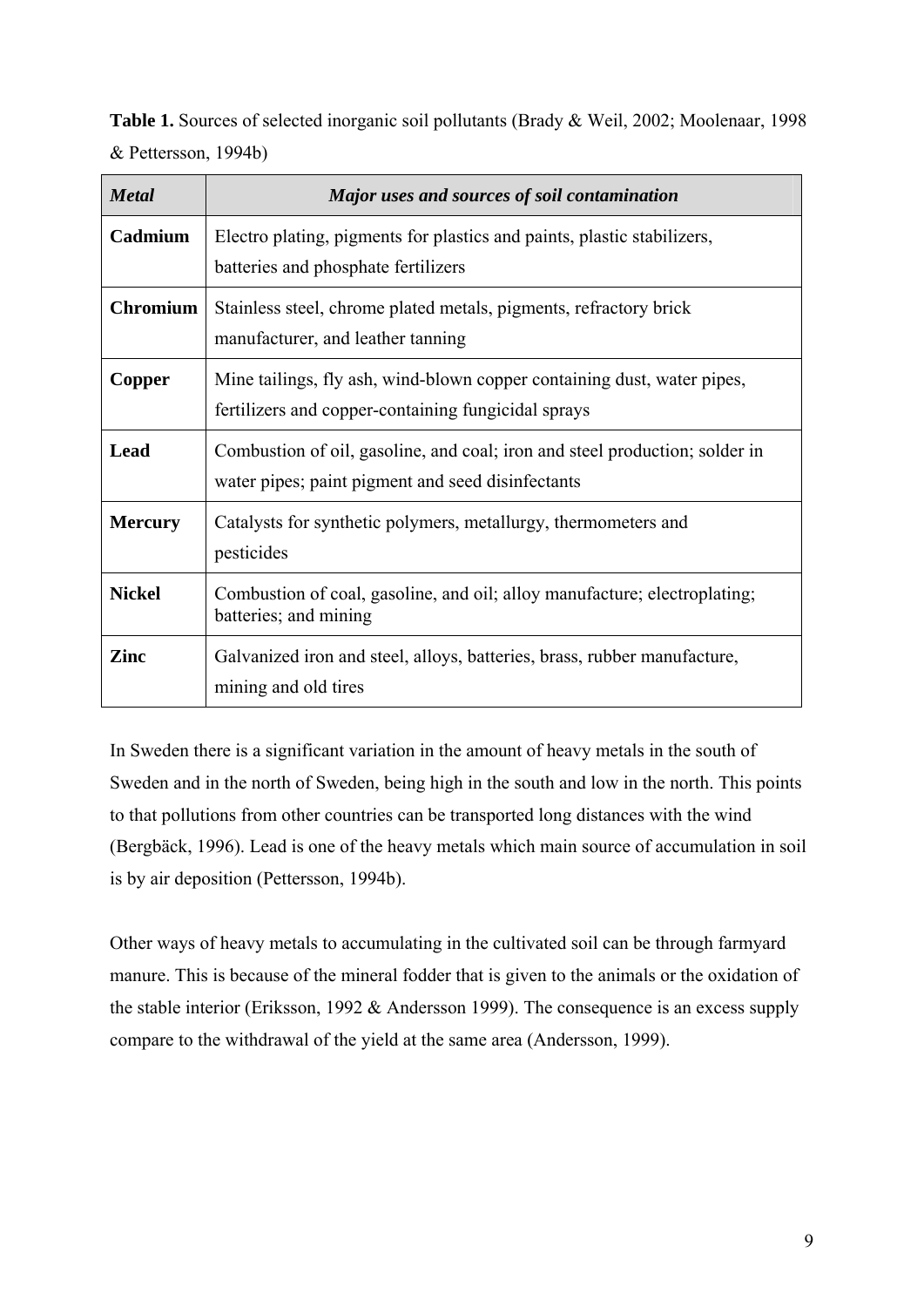**Table 1.** Sources of selected inorganic soil pollutants (Brady & Weil, 2002; Moolenaar, 1998 & Pettersson, 1994b)

| *Metal* | *Major uses and sources of soil contamination* |
|---|---|
| **Cadmium** | Electro plating, pigments for plastics and paints, plastic stabilizers, batteries and phosphate fertilizers |
| **Chromium** | Stainless steel, chrome plated metals, pigments, refractory brick manufacturer, and leather tanning |
| **Copper** | Mine tailings, fly ash, wind-blown copper containing dust, water pipes, fertilizers and copper-containing fungicidal sprays |
| **Lead** | Combustion of oil, gasoline, and coal; iron and steel production; solder in water pipes; paint pigment and seed disinfectants |
| **Mercury** | Catalysts for synthetic polymers, metallurgy, thermometers and pesticides |
| **Nickel** | Combustion of coal, gasoline, and oil; alloy manufacture; electroplating; batteries; and mining |
| **Zinc** | Galvanized iron and steel, alloys, batteries, brass, rubber manufacture, mining and old tires |

In Sweden there is a significant variation in the amount of heavy metals in the south of Sweden and in the north of Sweden, being high in the south and low in the north. This points to that pollutions from other countries can be transported long distances with the wind (Bergbäck, 1996). Lead is one of the heavy metals which main source of accumulation in soil is by air deposition (Pettersson, 1994b).

Other ways of heavy metals to accumulating in the cultivated soil can be through farmyard manure. This is because of the mineral fodder that is given to the animals or the oxidation of the stable interior (Eriksson, 1992 & Andersson 1999). The consequence is an excess supply compare to the withdrawal of the yield at the same area (Andersson, 1999).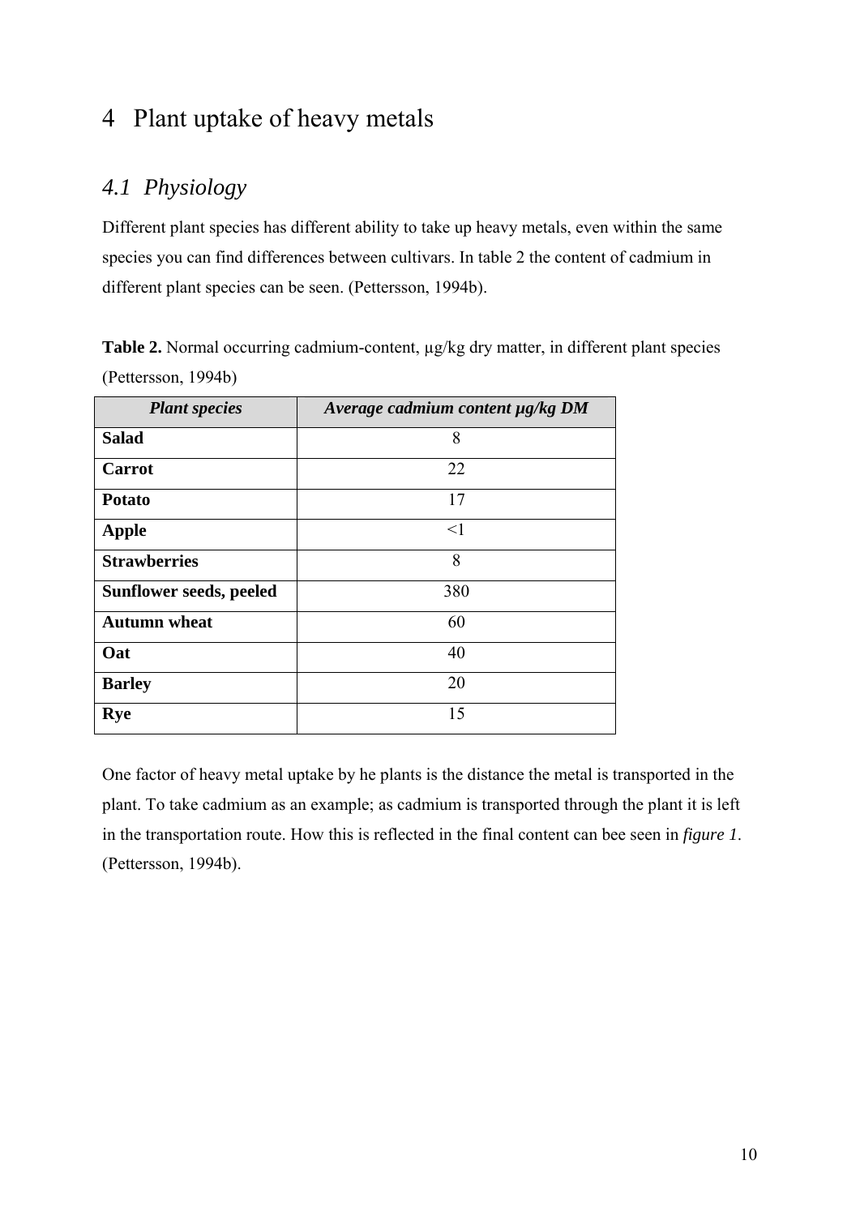# 4 Plant uptake of heavy metals

## *4.1 Physiology*

Different plant species has different ability to take up heavy metals, even within the same species you can find differences between cultivars. In table 2 the content of cadmium in different plant species can be seen. (Pettersson, 1994b).

**Table 2.** Normal occurring cadmium-content, µg/kg dry matter, in different plant species (Pettersson, 1994b)

| ***Plant species*** | ***Average cadmium content µg/kg DM*** |
|---|---|
| **Salad** | 8 |
| **Carrot** | 22 |
| **Potato** | 17 |
| **Apple** | <1 |
| **Strawberries** | 8 |
| **Sunflower seeds, peeled** | 380 |
| **Autumn wheat** | 60 |
| **Oat** | 40 |
| **Barley** | 20 |
| **Rye** | 15 |

One factor of heavy metal uptake by he plants is the distance the metal is transported in the plant. To take cadmium as an example; as cadmium is transported through the plant it is left in the transportation route. How this is reflected in the final content can bee seen in *figure 1*. (Pettersson, 1994b).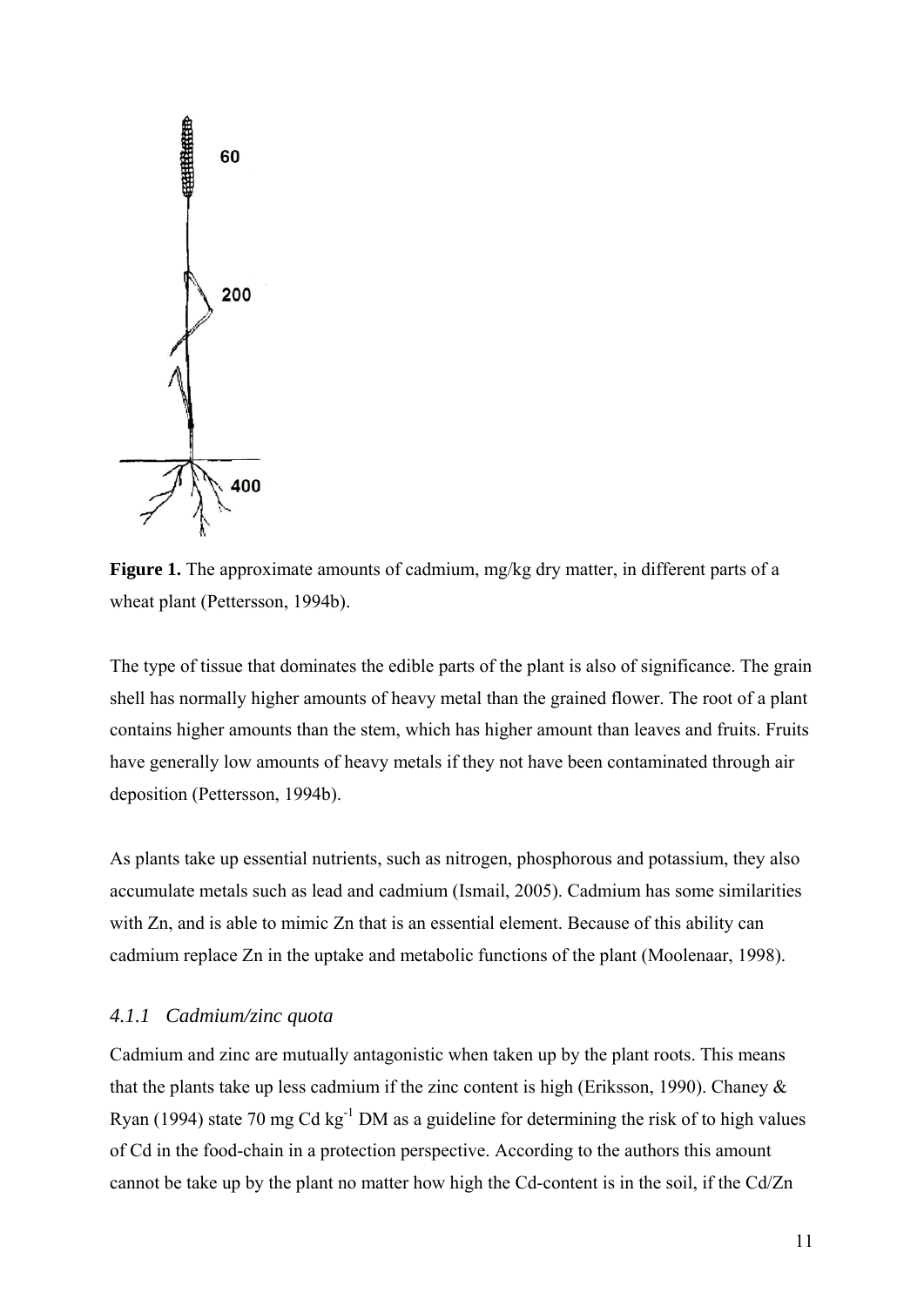**Figure 1.** The approximate amounts of cadmium, mg/kg dry matter, in different parts of a wheat plant (Pettersson, 1994b).

The type of tissue that dominates the edible parts of the plant is also of significance. The grain shell has normally higher amounts of heavy metal than the grained flower. The root of a plant contains higher amounts than the stem, which has higher amount than leaves and fruits. Fruits have generally low amounts of heavy metals if they not have been contaminated through air deposition (Pettersson, 1994b).

As plants take up essential nutrients, such as nitrogen, phosphorous and potassium, they also accumulate metals such as lead and cadmium (Ismail, 2005). Cadmium has some similarities with Zn, and is able to mimic Zn that is an essential element. Because of this ability can cadmium replace Zn in the uptake and metabolic functions of the plant (Moolenaar, 1998).

### *4.1.1 Cadmium/zinc quota*

Cadmium and zinc are mutually antagonistic when taken up by the plant roots. This means that the plants take up less cadmium if the zinc content is high (Eriksson, 1990). Chaney & Ryan (1994) state 70 mg Cd $kg^{-1}$ DM as a guideline for determining the risk of to high values of Cd in the food-chain in a protection perspective. According to the authors this amount cannot be take up by the plant no matter how high the Cd-content is in the soil, if the Cd/Zn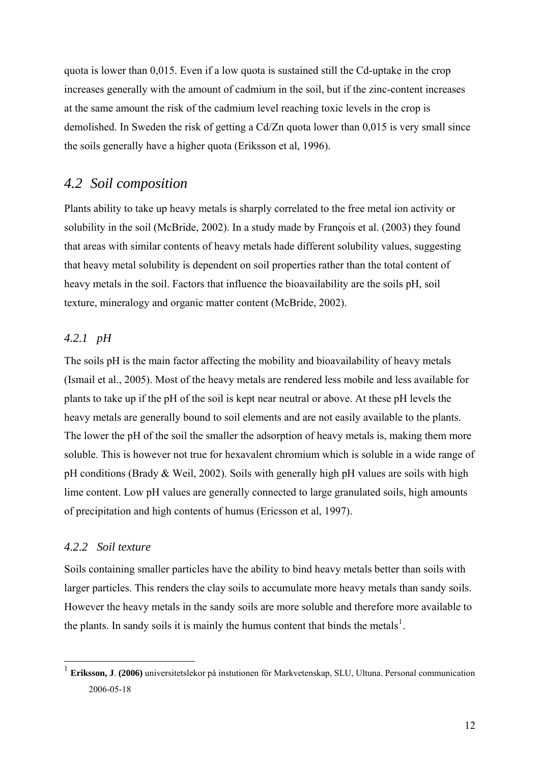quota is lower than 0,015. Even if a low quota is sustained still the Cd-uptake in the crop increases generally with the amount of cadmium in the soil, but if the zinc-content increases at the same amount the risk of the cadmium level reaching toxic levels in the crop is demolished. In Sweden the risk of getting a Cd/Zn quota lower than 0,015 is very small since the soils generally have a higher quota (Eriksson et al, 1996).

## *4.2 Soil composition*

Plants ability to take up heavy metals is sharply correlated to the free metal ion activity or solubility in the soil (McBride, 2002). In a study made by François et al. (2003) they found that areas with similar contents of heavy metals hade different solubility values, suggesting that heavy metal solubility is dependent on soil properties rather than the total content of heavy metals in the soil. Factors that influence the bioavailability are the soils pH, soil texture, mineralogy and organic matter content (McBride, 2002).

### *4.2.1 pH*

The soils pH is the main factor affecting the mobility and bioavailability of heavy metals (Ismail et al., 2005). Most of the heavy metals are rendered less mobile and less available for plants to take up if the pH of the soil is kept near neutral or above. At these pH levels the heavy metals are generally bound to soil elements and are not easily available to the plants. The lower the pH of the soil the smaller the adsorption of heavy metals is, making them more soluble. This is however not true for hexavalent chromium which is soluble in a wide range of pH conditions (Brady & Weil, 2002). Soils with generally high pH values are soils with high lime content. Low pH values are generally connected to large granulated soils, high amounts of precipitation and high contents of humus (Ericsson et al, 1997).

### *4.2.2 Soil texture*

Soils containing smaller particles have the ability to bind heavy metals better than soils with larger particles. This renders the clay soils to accumulate more heavy metals than sandy soils. However the heavy metals in the sandy soils are more soluble and therefore more available to the plants. In sandy soils it is mainly the humus content that binds the metals[1].

---

[1] **Eriksson, J**. **(2006)** universitetslekor på instutionen för Markvetenskap, SLU, Ultuna. Personal communication 2006-05-18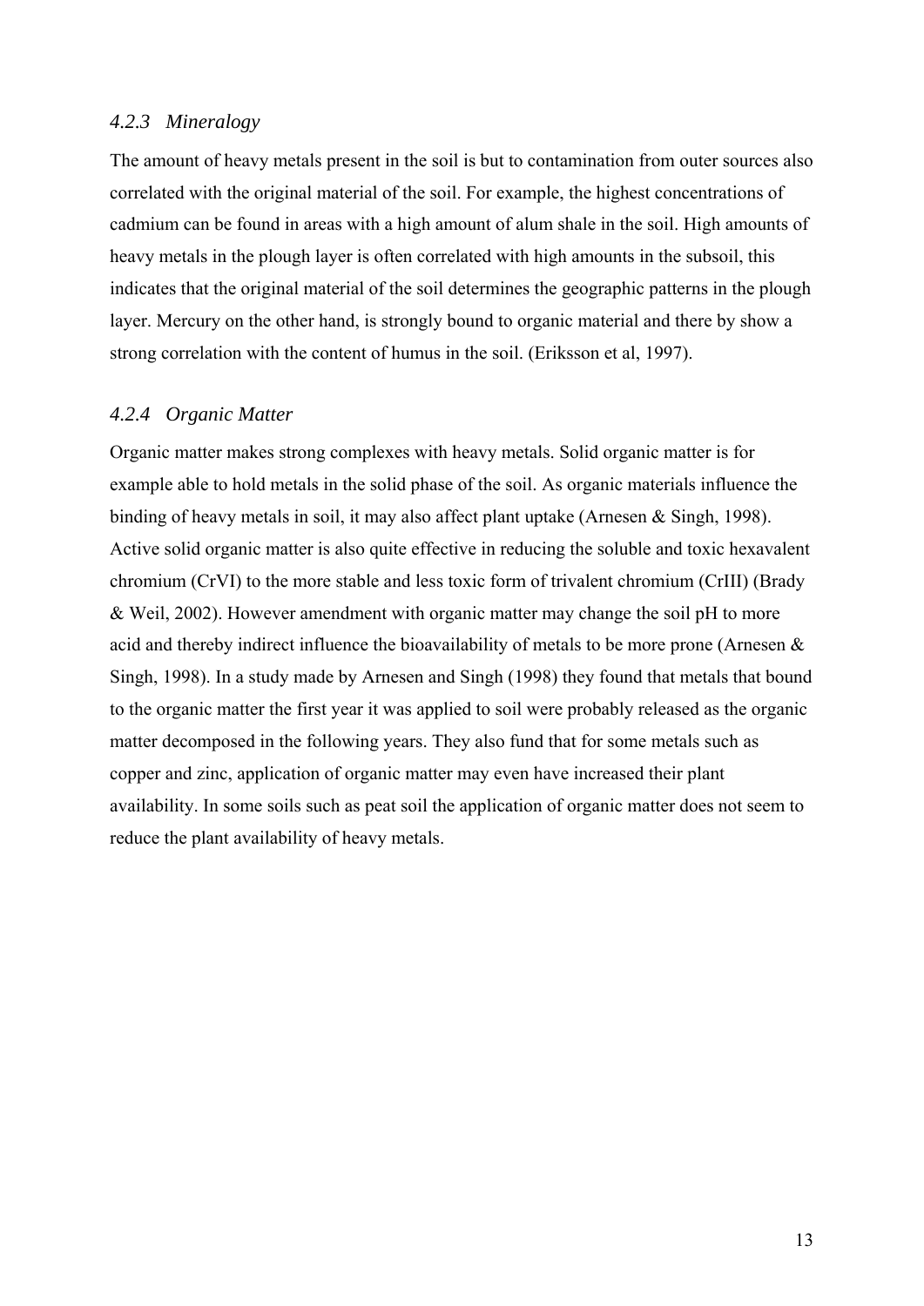### *4.2.3 Mineralogy*

The amount of heavy metals present in the soil is but to contamination from outer sources also correlated with the original material of the soil. For example, the highest concentrations of cadmium can be found in areas with a high amount of alum shale in the soil. High amounts of heavy metals in the plough layer is often correlated with high amounts in the subsoil, this indicates that the original material of the soil determines the geographic patterns in the plough layer. Mercury on the other hand, is strongly bound to organic material and there by show a strong correlation with the content of humus in the soil. (Eriksson et al, 1997).

### *4.2.4 Organic Matter*

Organic matter makes strong complexes with heavy metals. Solid organic matter is for example able to hold metals in the solid phase of the soil. As organic materials influence the binding of heavy metals in soil, it may also affect plant uptake (Arnesen & Singh, 1998). Active solid organic matter is also quite effective in reducing the soluble and toxic hexavalent chromium (CrVI) to the more stable and less toxic form of trivalent chromium (CrIII) (Brady & Weil, 2002). However amendment with organic matter may change the soil pH to more acid and thereby indirect influence the bioavailability of metals to be more prone (Arnesen & Singh, 1998). In a study made by Arnesen and Singh (1998) they found that metals that bound to the organic matter the first year it was applied to soil were probably released as the organic matter decomposed in the following years. They also fund that for some metals such as copper and zinc, application of organic matter may even have increased their plant availability. In some soils such as peat soil the application of organic matter does not seem to reduce the plant availability of heavy metals.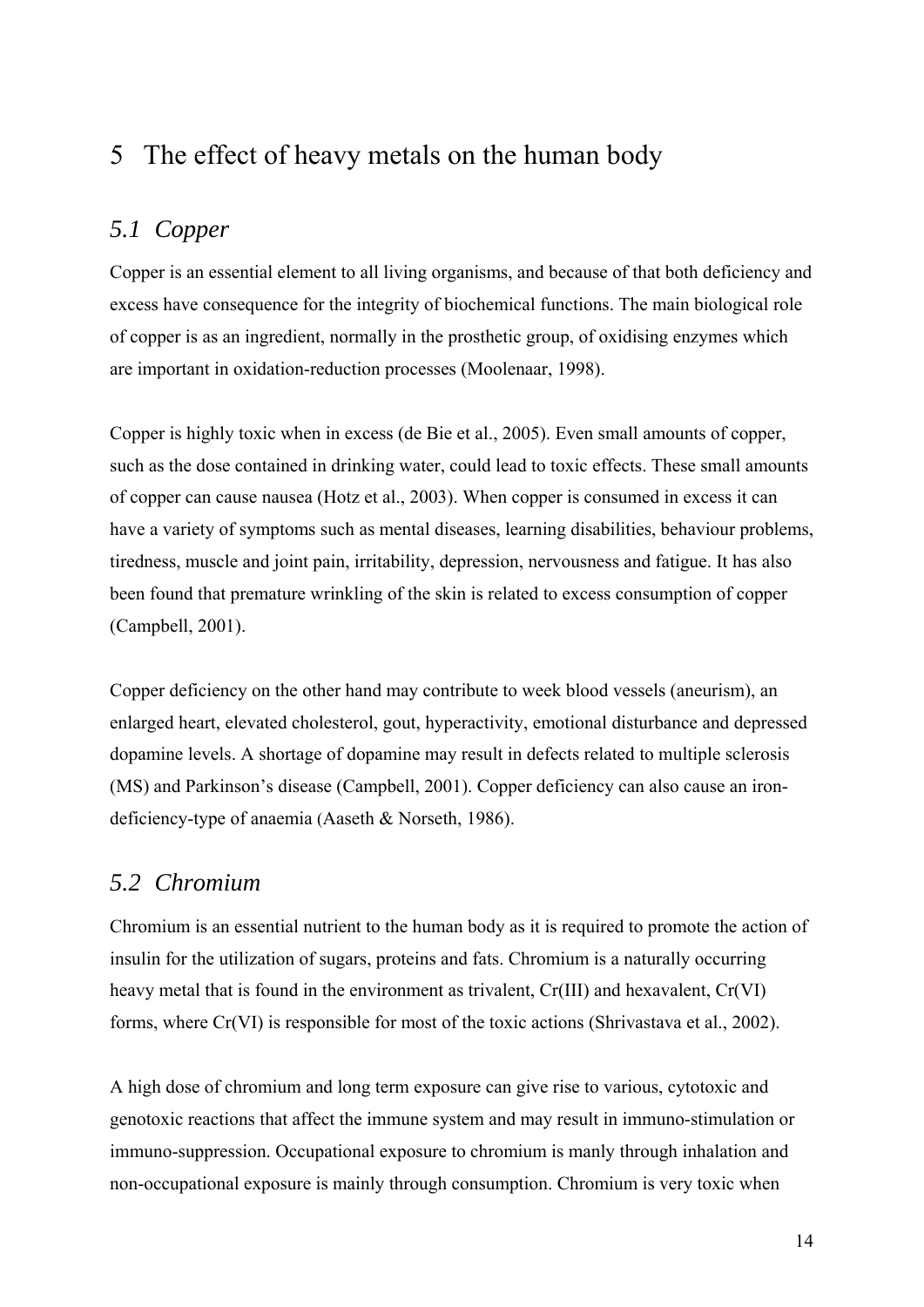# 5 The effect of heavy metals on the human body

## *5.1 Copper*

Copper is an essential element to all living organisms, and because of that both deficiency and excess have consequence for the integrity of biochemical functions. The main biological role of copper is as an ingredient, normally in the prosthetic group, of oxidising enzymes which are important in oxidation-reduction processes (Moolenaar, 1998).

Copper is highly toxic when in excess (de Bie et al., 2005). Even small amounts of copper, such as the dose contained in drinking water, could lead to toxic effects. These small amounts of copper can cause nausea (Hotz et al., 2003). When copper is consumed in excess it can have a variety of symptoms such as mental diseases, learning disabilities, behaviour problems, tiredness, muscle and joint pain, irritability, depression, nervousness and fatigue. It has also been found that premature wrinkling of the skin is related to excess consumption of copper (Campbell, 2001).

Copper deficiency on the other hand may contribute to week blood vessels (aneurism), an enlarged heart, elevated cholesterol, gout, hyperactivity, emotional disturbance and depressed dopamine levels. A shortage of dopamine may result in defects related to multiple sclerosis (MS) and Parkinson's disease (Campbell, 2001). Copper deficiency can also cause an iron-deficiency-type of anaemia (Aaseth & Norseth, 1986).

## *5.2 Chromium*

Chromium is an essential nutrient to the human body as it is required to promote the action of insulin for the utilization of sugars, proteins and fats. Chromium is a naturally occurring heavy metal that is found in the environment as trivalent, Cr(III) and hexavalent, Cr(VI) forms, where Cr(VI) is responsible for most of the toxic actions (Shrivastava et al., 2002).

A high dose of chromium and long term exposure can give rise to various, cytotoxic and genotoxic reactions that affect the immune system and may result in immuno-stimulation or immuno-suppression. Occupational exposure to chromium is manly through inhalation and non-occupational exposure is mainly through consumption. Chromium is very toxic when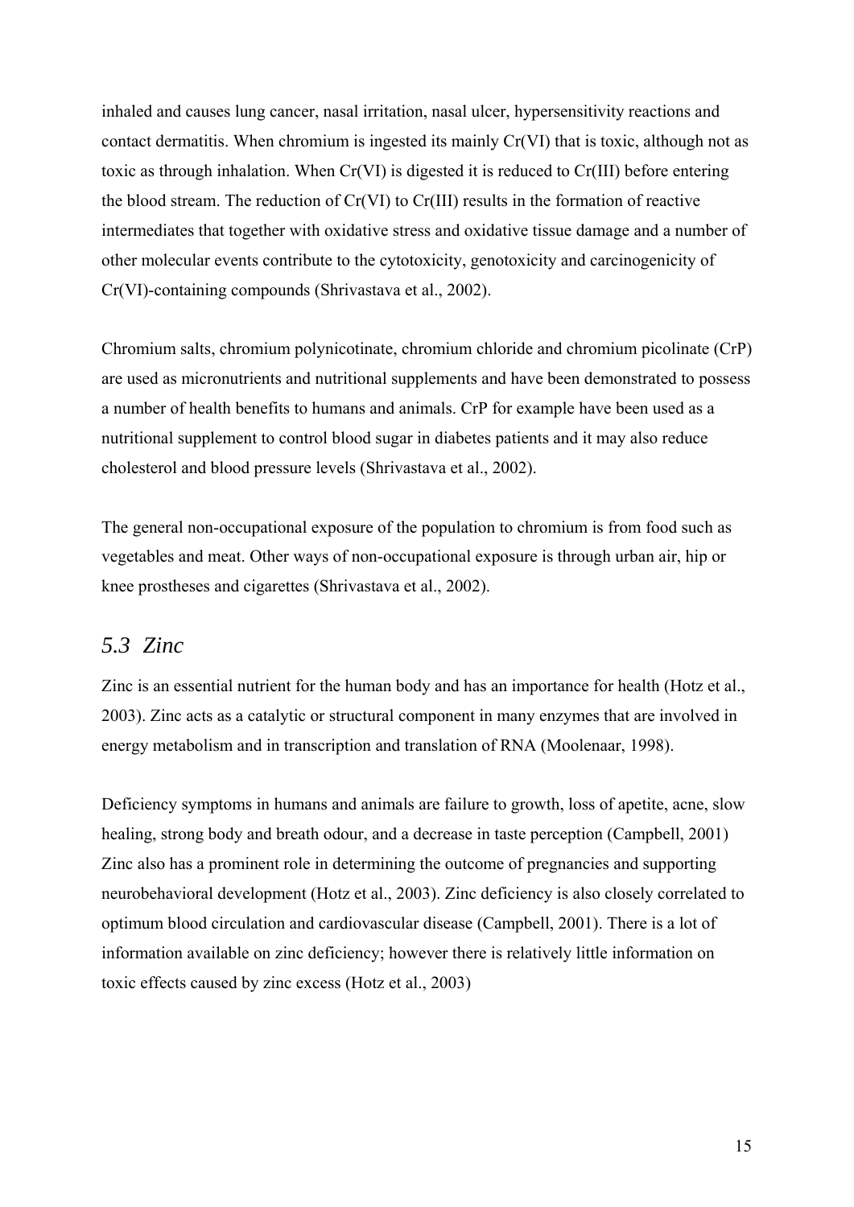inhaled and causes lung cancer, nasal irritation, nasal ulcer, hypersensitivity reactions and contact dermatitis. When chromium is ingested its mainly Cr(VI) that is toxic, although not as toxic as through inhalation. When Cr(VI) is digested it is reduced to Cr(III) before entering the blood stream. The reduction of Cr(VI) to Cr(III) results in the formation of reactive intermediates that together with oxidative stress and oxidative tissue damage and a number of other molecular events contribute to the cytotoxicity, genotoxicity and carcinogenicity of Cr(VI)-containing compounds (Shrivastava et al., 2002).

Chromium salts, chromium polynicotinate, chromium chloride and chromium picolinate (CrP) are used as micronutrients and nutritional supplements and have been demonstrated to possess a number of health benefits to humans and animals. CrP for example have been used as a nutritional supplement to control blood sugar in diabetes patients and it may also reduce cholesterol and blood pressure levels (Shrivastava et al., 2002).

The general non-occupational exposure of the population to chromium is from food such as vegetables and meat. Other ways of non-occupational exposure is through urban air, hip or knee prostheses and cigarettes (Shrivastava et al., 2002).

## *5.3 Zinc*

Zinc is an essential nutrient for the human body and has an importance for health (Hotz et al., 2003). Zinc acts as a catalytic or structural component in many enzymes that are involved in energy metabolism and in transcription and translation of RNA (Moolenaar, 1998).

Deficiency symptoms in humans and animals are failure to growth, loss of apetite, acne, slow healing, strong body and breath odour, and a decrease in taste perception (Campbell, 2001) Zinc also has a prominent role in determining the outcome of pregnancies and supporting neurobehavioral development (Hotz et al., 2003). Zinc deficiency is also closely correlated to optimum blood circulation and cardiovascular disease (Campbell, 2001). There is a lot of information available on zinc deficiency; however there is relatively little information on toxic effects caused by zinc excess (Hotz et al., 2003)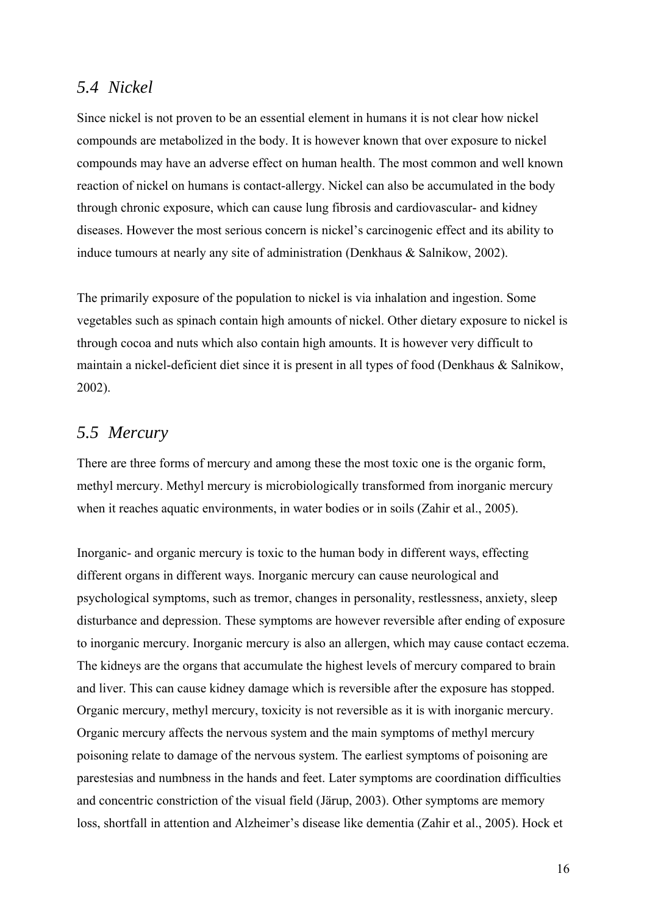## *5.4 Nickel*

Since nickel is not proven to be an essential element in humans it is not clear how nickel compounds are metabolized in the body. It is however known that over exposure to nickel compounds may have an adverse effect on human health. The most common and well known reaction of nickel on humans is contact-allergy. Nickel can also be accumulated in the body through chronic exposure, which can cause lung fibrosis and cardiovascular- and kidney diseases. However the most serious concern is nickel's carcinogenic effect and its ability to induce tumours at nearly any site of administration (Denkhaus & Salnikow, 2002).

The primarily exposure of the population to nickel is via inhalation and ingestion. Some vegetables such as spinach contain high amounts of nickel. Other dietary exposure to nickel is through cocoa and nuts which also contain high amounts. It is however very difficult to maintain a nickel-deficient diet since it is present in all types of food (Denkhaus & Salnikow, 2002).

## *5.5 Mercury*

There are three forms of mercury and among these the most toxic one is the organic form, methyl mercury. Methyl mercury is microbiologically transformed from inorganic mercury when it reaches aquatic environments, in water bodies or in soils (Zahir et al., 2005).

Inorganic- and organic mercury is toxic to the human body in different ways, effecting different organs in different ways. Inorganic mercury can cause neurological and psychological symptoms, such as tremor, changes in personality, restlessness, anxiety, sleep disturbance and depression. These symptoms are however reversible after ending of exposure to inorganic mercury. Inorganic mercury is also an allergen, which may cause contact eczema. The kidneys are the organs that accumulate the highest levels of mercury compared to brain and liver. This can cause kidney damage which is reversible after the exposure has stopped. Organic mercury, methyl mercury, toxicity is not reversible as it is with inorganic mercury. Organic mercury affects the nervous system and the main symptoms of methyl mercury poisoning relate to damage of the nervous system. The earliest symptoms of poisoning are parestesias and numbness in the hands and feet. Later symptoms are coordination difficulties and concentric constriction of the visual field (Järup, 2003). Other symptoms are memory loss, shortfall in attention and Alzheimer's disease like dementia (Zahir et al., 2005). Hock et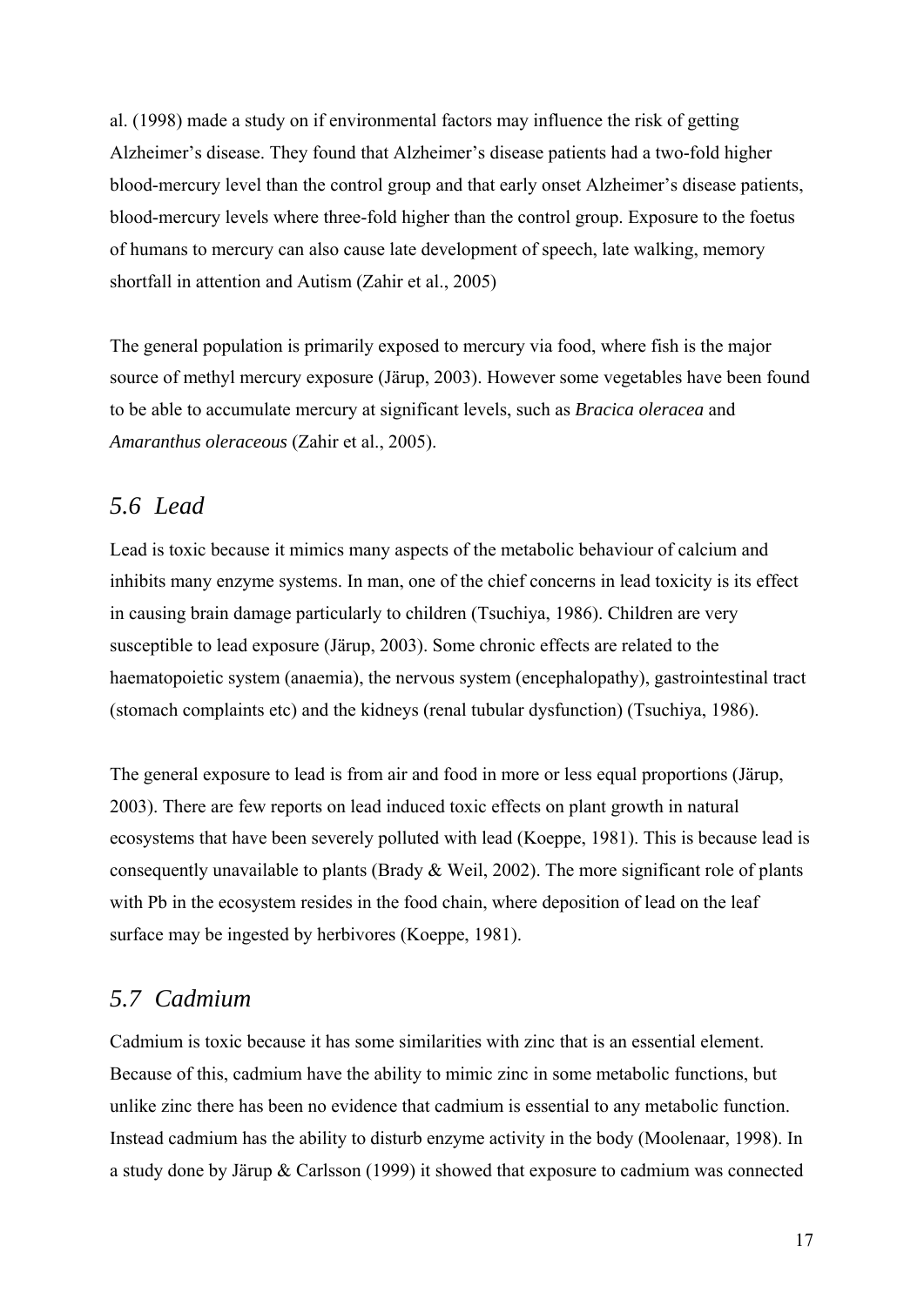al. (1998) made a study on if environmental factors may influence the risk of getting Alzheimer's disease. They found that Alzheimer's disease patients had a two-fold higher blood-mercury level than the control group and that early onset Alzheimer's disease patients, blood-mercury levels where three-fold higher than the control group. Exposure to the foetus of humans to mercury can also cause late development of speech, late walking, memory shortfall in attention and Autism (Zahir et al., 2005)

The general population is primarily exposed to mercury via food, where fish is the major source of methyl mercury exposure (Järup, 2003). However some vegetables have been found to be able to accumulate mercury at significant levels, such as *Bracica oleracea* and *Amaranthus oleraceous* (Zahir et al., 2005).

## *5.6 Lead*

Lead is toxic because it mimics many aspects of the metabolic behaviour of calcium and inhibits many enzyme systems. In man, one of the chief concerns in lead toxicity is its effect in causing brain damage particularly to children (Tsuchiya, 1986). Children are very susceptible to lead exposure (Järup, 2003). Some chronic effects are related to the haematopoietic system (anaemia), the nervous system (encephalopathy), gastrointestinal tract (stomach complaints etc) and the kidneys (renal tubular dysfunction) (Tsuchiya, 1986).

The general exposure to lead is from air and food in more or less equal proportions (Järup, 2003). There are few reports on lead induced toxic effects on plant growth in natural ecosystems that have been severely polluted with lead (Koeppe, 1981). This is because lead is consequently unavailable to plants (Brady & Weil, 2002). The more significant role of plants with Pb in the ecosystem resides in the food chain, where deposition of lead on the leaf surface may be ingested by herbivores (Koeppe, 1981).

## *5.7 Cadmium*

Cadmium is toxic because it has some similarities with zinc that is an essential element. Because of this, cadmium have the ability to mimic zinc in some metabolic functions, but unlike zinc there has been no evidence that cadmium is essential to any metabolic function. Instead cadmium has the ability to disturb enzyme activity in the body (Moolenaar, 1998). In a study done by Järup & Carlsson (1999) it showed that exposure to cadmium was connected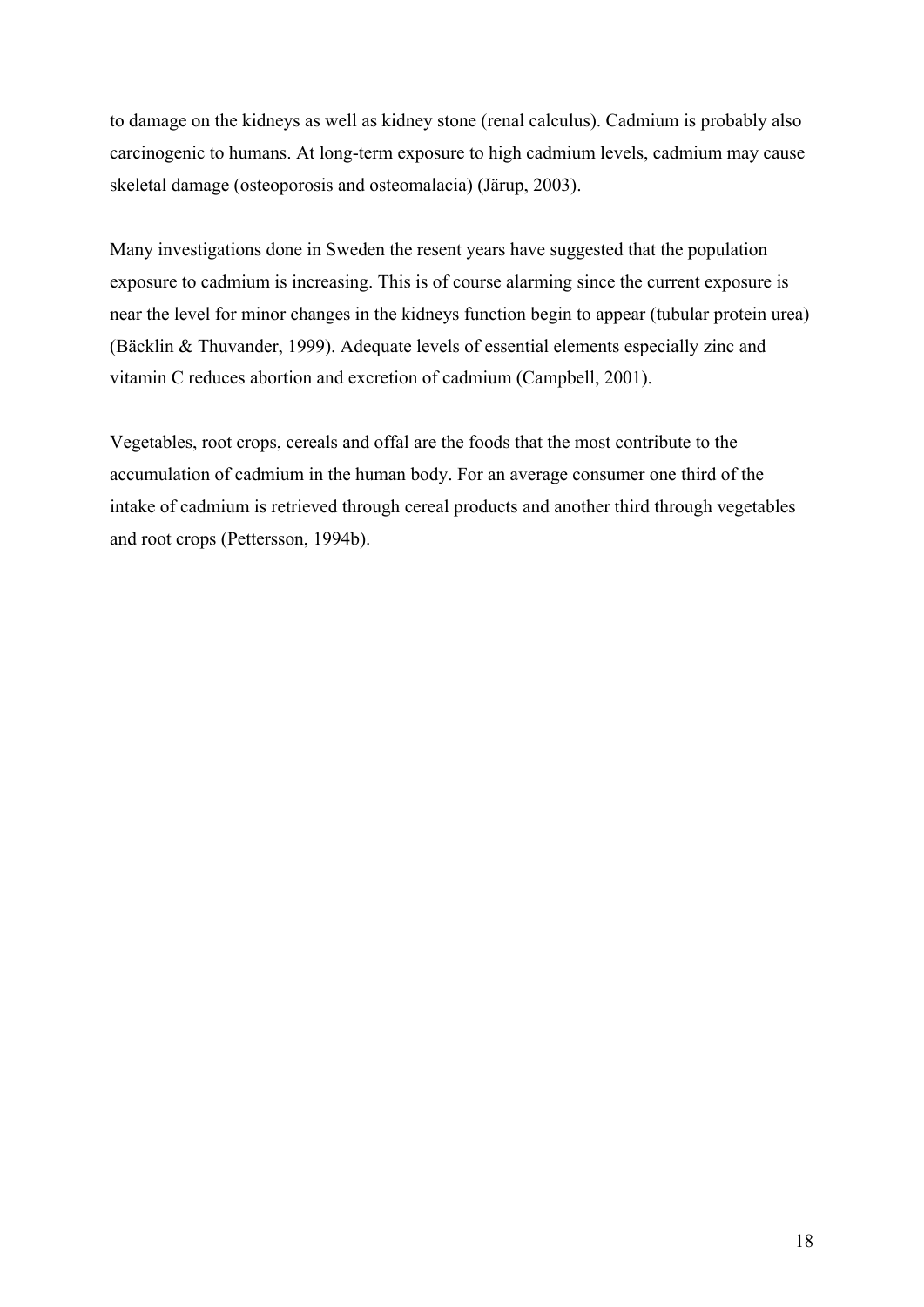to damage on the kidneys as well as kidney stone (renal calculus). Cadmium is probably also carcinogenic to humans. At long-term exposure to high cadmium levels, cadmium may cause skeletal damage (osteoporosis and osteomalacia) (Järup, 2003).

Many investigations done in Sweden the resent years have suggested that the population exposure to cadmium is increasing. This is of course alarming since the current exposure is near the level for minor changes in the kidneys function begin to appear (tubular protein urea) (Bäcklin & Thuvander, 1999). Adequate levels of essential elements especially zinc and vitamin C reduces abortion and excretion of cadmium (Campbell, 2001).

Vegetables, root crops, cereals and offal are the foods that the most contribute to the accumulation of cadmium in the human body. For an average consumer one third of the intake of cadmium is retrieved through cereal products and another third through vegetables and root crops (Pettersson, 1994b).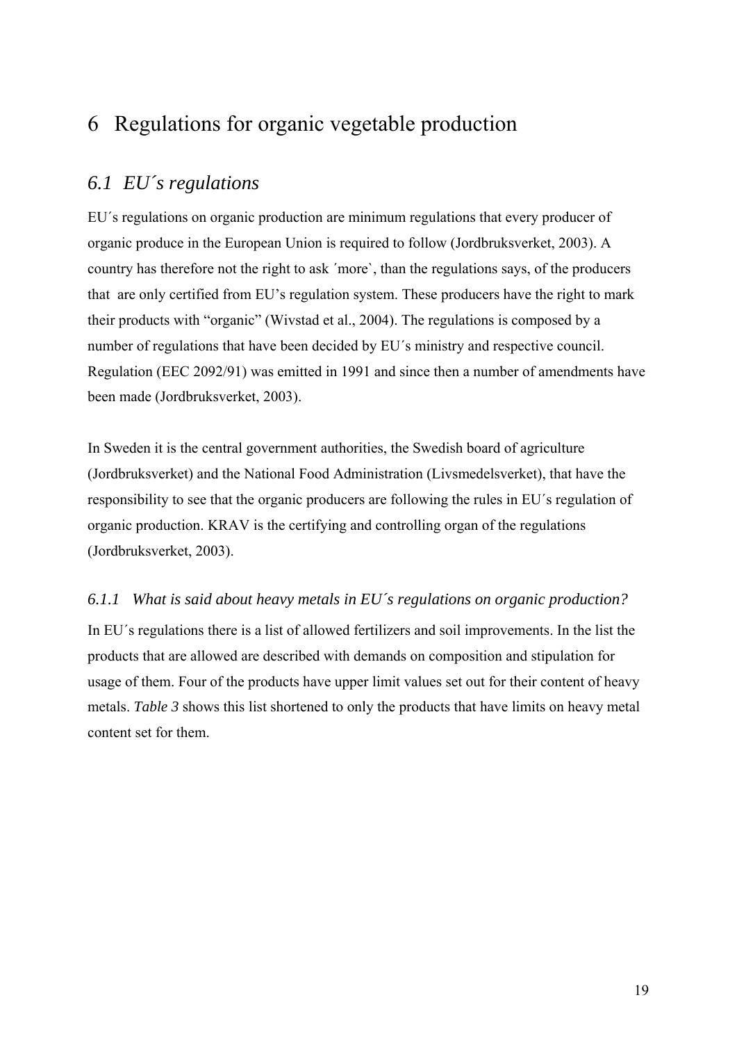# 6 Regulations for organic vegetable production

## *6.1 EU´s regulations*

EU´s regulations on organic production are minimum regulations that every producer of organic produce in the European Union is required to follow (Jordbruksverket, 2003). A country has therefore not the right to ask ´more`, than the regulations says, of the producers that are only certified from EU's regulation system. These producers have the right to mark their products with "organic" (Wivstad et al., 2004). The regulations is composed by a number of regulations that have been decided by EU´s ministry and respective council. Regulation (EEC 2092/91) was emitted in 1991 and since then a number of amendments have been made (Jordbruksverket, 2003).

In Sweden it is the central government authorities, the Swedish board of agriculture (Jordbruksverket) and the National Food Administration (Livsmedelsverket), that have the responsibility to see that the organic producers are following the rules in EU´s regulation of organic production. KRAV is the certifying and controlling organ of the regulations (Jordbruksverket, 2003).

### *6.1.1 What is said about heavy metals in EU´s regulations on organic production?*

In EU´s regulations there is a list of allowed fertilizers and soil improvements. In the list the products that are allowed are described with demands on composition and stipulation for usage of them. Four of the products have upper limit values set out for their content of heavy metals. *Table 3* shows this list shortened to only the products that have limits on heavy metal content set for them.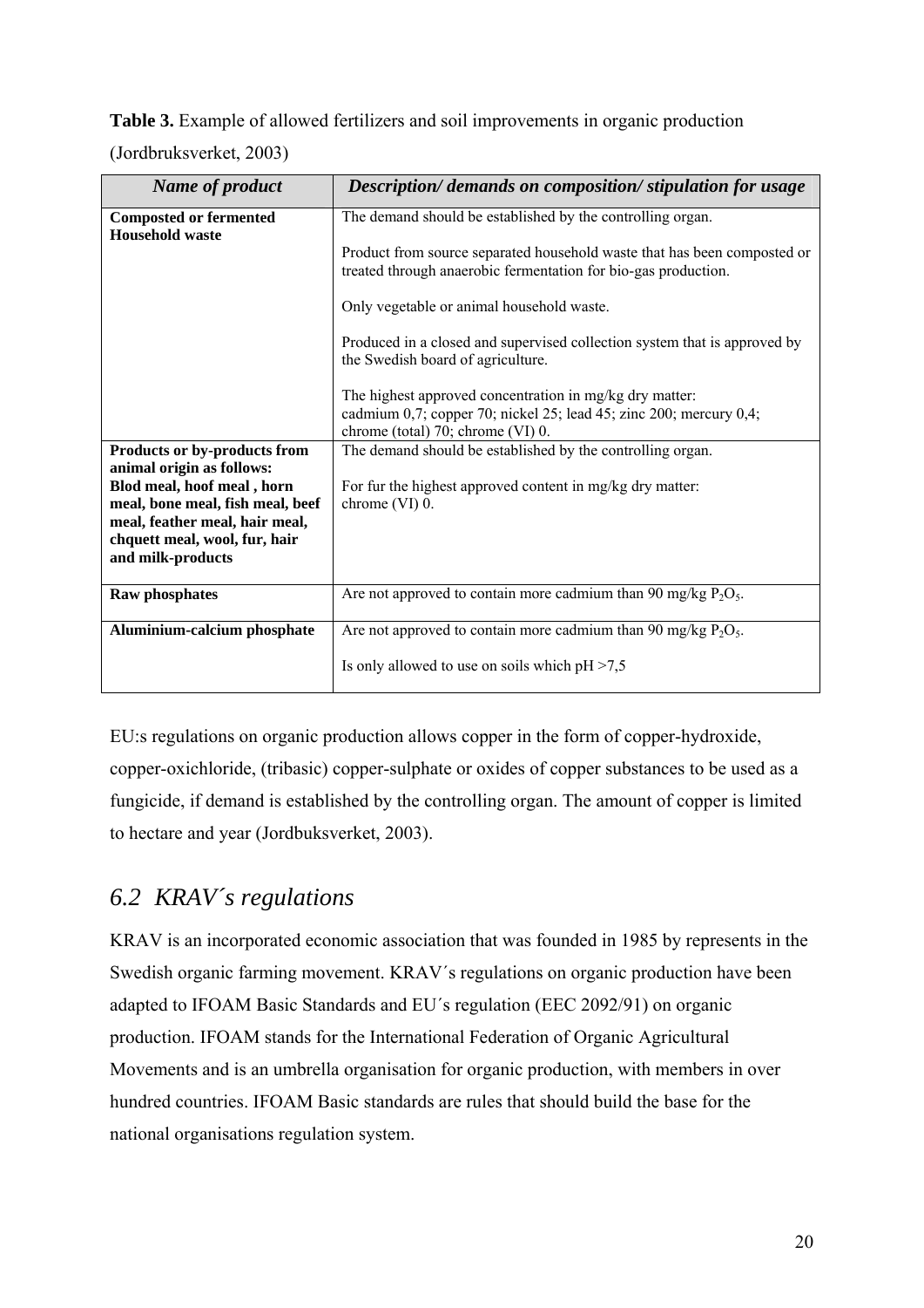**Table 3.** Example of allowed fertilizers and soil improvements in organic production (Jordbruksverket, 2003)

| *Name of product* | *Description/ demands on composition/ stipulation for usage* |
|---|---|
| **Composted or fermented Household waste** | The demand should be established by the controlling organ.<br><br>Product from source separated household waste that has been composted or treated through anaerobic fermentation for bio-gas production.<br><br>Only vegetable or animal household waste.<br><br>Produced in a closed and supervised collection system that is approved by the Swedish board of agriculture.<br><br>The highest approved concentration in mg/kg dry matter: cadmium 0,7; copper 70; nickel 25; lead 45; zinc 200; mercury 0,4; chrome (total) 70; chrome (VI) 0. |
| **Products or by-products from animal origin as follows: Blod meal, hoof meal , horn meal, bone meal, fish meal, beef meal, feather meal, hair meal, chquett meal, wool, fur, hair and milk-products** | The demand should be established by the controlling organ.<br><br>For fur the highest approved content in mg/kg dry matter: chrome (VI) 0. |
| **Raw phosphates** | Are not approved to contain more cadmium than 90 mg/kg $P_2O_5$. |
| **Aluminium-calcium phosphate** | Are not approved to contain more cadmium than 90 mg/kg $P_2O_5$.<br><br>Is only allowed to use on soils which pH >7,5 |

EU:s regulations on organic production allows copper in the form of copper-hydroxide, copper-oxichloride, (tribasic) copper-sulphate or oxides of copper substances to be used as a fungicide, if demand is established by the controlling organ. The amount of copper is limited to hectare and year (Jordbuksverket, 2003).

## *6.2 KRAV´s regulations*

KRAV is an incorporated economic association that was founded in 1985 by represents in the Swedish organic farming movement. KRAV´s regulations on organic production have been adapted to IFOAM Basic Standards and EU´s regulation (EEC 2092/91) on organic production. IFOAM stands for the International Federation of Organic Agricultural Movements and is an umbrella organisation for organic production, with members in over hundred countries. IFOAM Basic standards are rules that should build the base for the national organisations regulation system.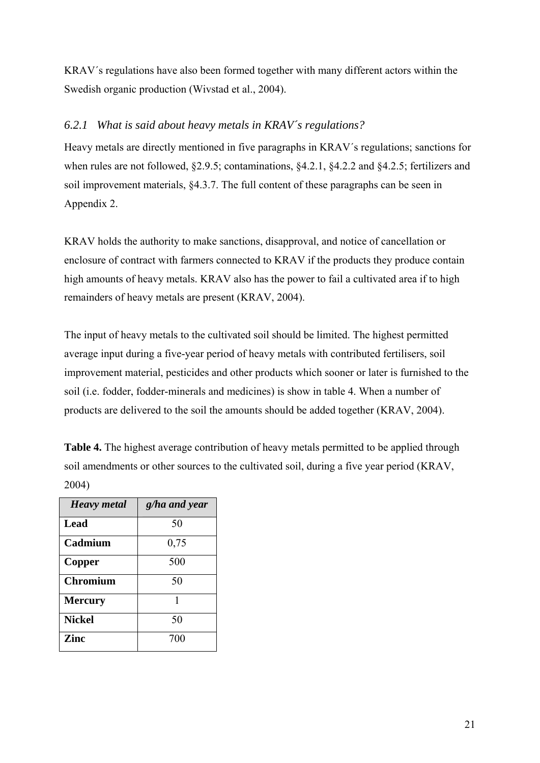KRAV´s regulations have also been formed together with many different actors within the Swedish organic production (Wivstad et al., 2004).

### *6.2.1 What is said about heavy metals in KRAV´s regulations?*

Heavy metals are directly mentioned in five paragraphs in KRAV´s regulations; sanctions for when rules are not followed, §2.9.5; contaminations, §4.2.1, §4.2.2 and §4.2.5; fertilizers and soil improvement materials, §4.3.7. The full content of these paragraphs can be seen in Appendix 2.

KRAV holds the authority to make sanctions, disapproval, and notice of cancellation or enclosure of contract with farmers connected to KRAV if the products they produce contain high amounts of heavy metals. KRAV also has the power to fail a cultivated area if to high remainders of heavy metals are present (KRAV, 2004).

The input of heavy metals to the cultivated soil should be limited. The highest permitted average input during a five-year period of heavy metals with contributed fertilisers, soil improvement material, pesticides and other products which sooner or later is furnished to the soil (i.e. fodder, fodder-minerals and medicines) is show in table 4. When a number of products are delivered to the soil the amounts should be added together (KRAV, 2004).

**Table 4.** The highest average contribution of heavy metals permitted to be applied through soil amendments or other sources to the cultivated soil, during a five year period (KRAV, 2004)

| *Heavy metal* | *g/ha and year* |
|---|---|
| **Lead** | 50 |
| **Cadmium** | 0,75 |
| **Copper** | 500 |
| **Chromium** | 50 |
| **Mercury** | 1 |
| **Nickel** | 50 |
| **Zinc** | 700 |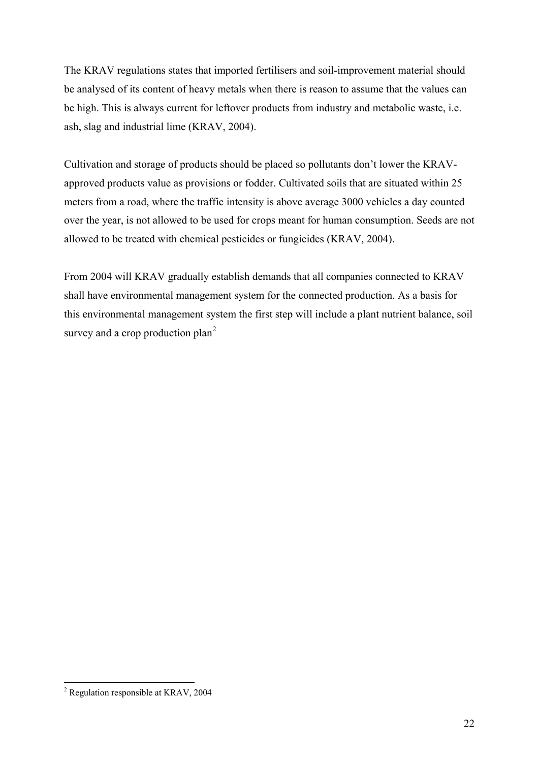The KRAV regulations states that imported fertilisers and soil-improvement material should be analysed of its content of heavy metals when there is reason to assume that the values can be high. This is always current for leftover products from industry and metabolic waste, i.e. ash, slag and industrial lime (KRAV, 2004).

Cultivation and storage of products should be placed so pollutants don't lower the KRAV-approved products value as provisions or fodder. Cultivated soils that are situated within 25 meters from a road, where the traffic intensity is above average 3000 vehicles a day counted over the year, is not allowed to be used for crops meant for human consumption. Seeds are not allowed to be treated with chemical pesticides or fungicides (KRAV, 2004).

From 2004 will KRAV gradually establish demands that all companies connected to KRAV shall have environmental management system for the connected production. As a basis for this environmental management system the first step will include a plant nutrient balance, soil survey and a crop production plan[2]

---

[2] Regulation responsible at KRAV, 2004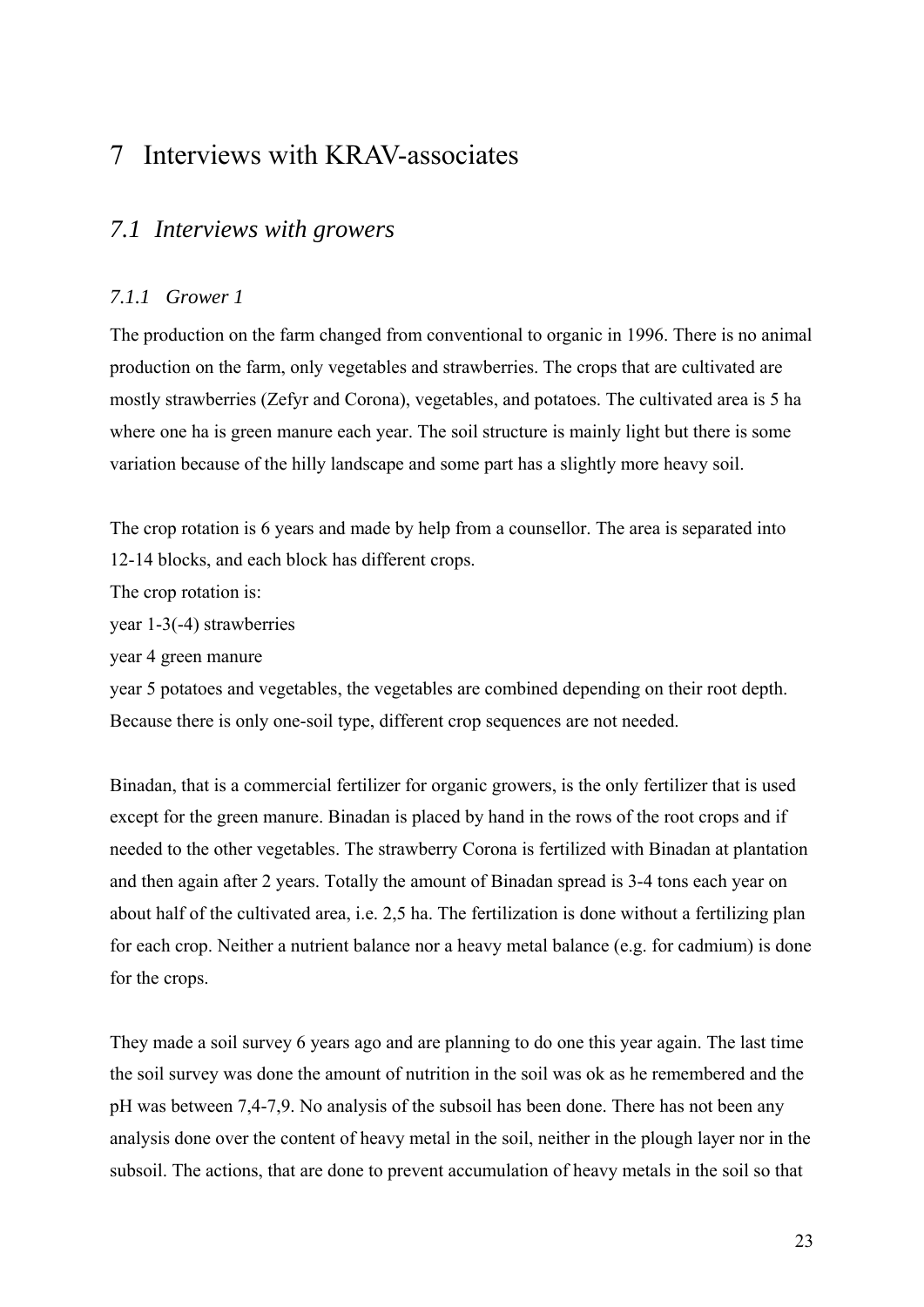# 7 Interviews with KRAV-associates

## 7.1 Interviews with growers

### 7.1.1 Grower 1

The production on the farm changed from conventional to organic in 1996. There is no animal production on the farm, only vegetables and strawberries. The crops that are cultivated are mostly strawberries (Zefyr and Corona), vegetables, and potatoes. The cultivated area is 5 ha where one ha is green manure each year. The soil structure is mainly light but there is some variation because of the hilly landscape and some part has a slightly more heavy soil.

The crop rotation is 6 years and made by help from a counsellor. The area is separated into 12-14 blocks, and each block has different crops.
The crop rotation is:
year 1-3(-4) strawberries
year 4 green manure
year 5 potatoes and vegetables, the vegetables are combined depending on their root depth.
Because there is only one-soil type, different crop sequences are not needed.

Binadan, that is a commercial fertilizer for organic growers, is the only fertilizer that is used except for the green manure. Binadan is placed by hand in the rows of the root crops and if needed to the other vegetables. The strawberry Corona is fertilized with Binadan at plantation and then again after 2 years. Totally the amount of Binadan spread is 3-4 tons each year on about half of the cultivated area, i.e. 2,5 ha. The fertilization is done without a fertilizing plan for each crop. Neither a nutrient balance nor a heavy metal balance (e.g. for cadmium) is done for the crops.

They made a soil survey 6 years ago and are planning to do one this year again. The last time the soil survey was done the amount of nutrition in the soil was ok as he remembered and the pH was between 7,4-7,9. No analysis of the subsoil has been done. There has not been any analysis done over the content of heavy metal in the soil, neither in the plough layer nor in the subsoil. The actions, that are done to prevent accumulation of heavy metals in the soil so that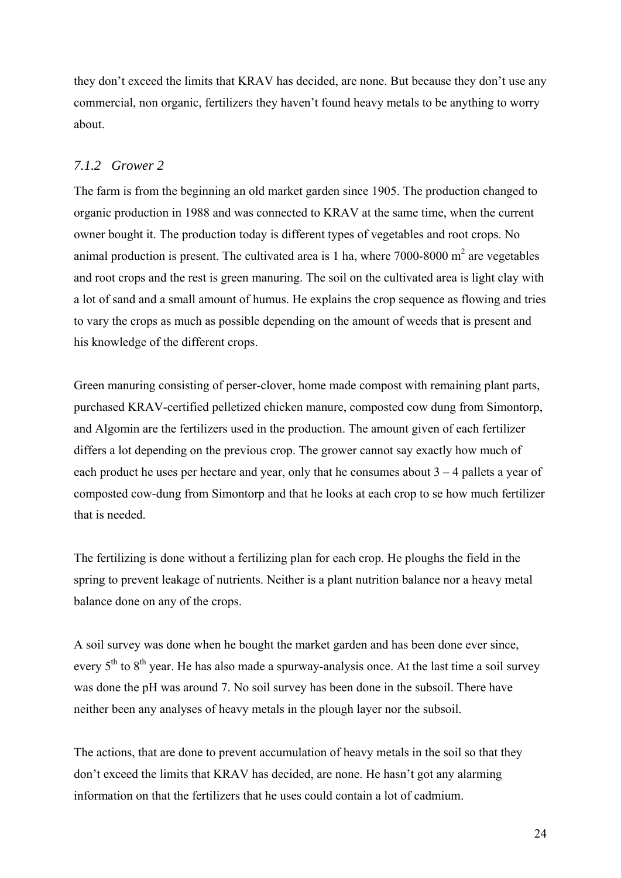they don't exceed the limits that KRAV has decided, are none. But because they don't use any commercial, non organic, fertilizers they haven't found heavy metals to be anything to worry about.

### *7.1.2 Grower 2*

The farm is from the beginning an old market garden since 1905. The production changed to organic production in 1988 and was connected to KRAV at the same time, when the current owner bought it. The production today is different types of vegetables and root crops. No animal production is present. The cultivated area is 1 ha, where 7000-8000 $m^2$ are vegetables and root crops and the rest is green manuring. The soil on the cultivated area is light clay with a lot of sand and a small amount of humus. He explains the crop sequence as flowing and tries to vary the crops as much as possible depending on the amount of weeds that is present and his knowledge of the different crops.

Green manuring consisting of perser-clover, home made compost with remaining plant parts, purchased KRAV-certified pelletized chicken manure, composted cow dung from Simontorp, and Algomin are the fertilizers used in the production. The amount given of each fertilizer differs a lot depending on the previous crop. The grower cannot say exactly how much of each product he uses per hectare and year, only that he consumes about 3 – 4 pallets a year of composted cow-dung from Simontorp and that he looks at each crop to se how much fertilizer that is needed.

The fertilizing is done without a fertilizing plan for each crop. He ploughs the field in the spring to prevent leakage of nutrients. Neither is a plant nutrition balance nor a heavy metal balance done on any of the crops.

A soil survey was done when he bought the market garden and has been done ever since, every 5th to 8th year. He has also made a spurway-analysis once. At the last time a soil survey was done the pH was around 7. No soil survey has been done in the subsoil. There have neither been any analyses of heavy metals in the plough layer nor the subsoil.

The actions, that are done to prevent accumulation of heavy metals in the soil so that they don't exceed the limits that KRAV has decided, are none. He hasn't got any alarming information on that the fertilizers that he uses could contain a lot of cadmium.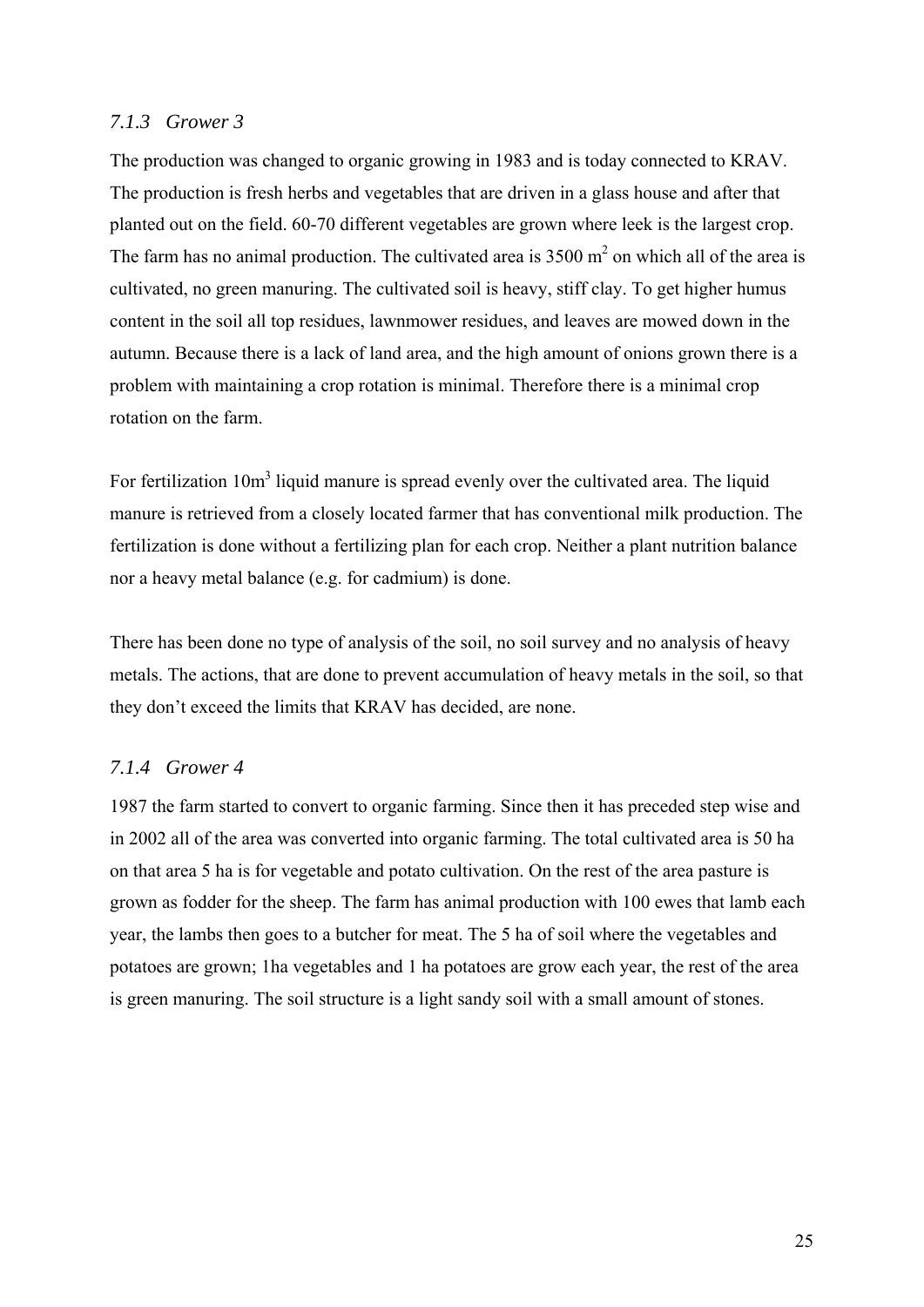### *7.1.3 Grower 3*

The production was changed to organic growing in 1983 and is today connected to KRAV. The production is fresh herbs and vegetables that are driven in a glass house and after that planted out on the field. 60-70 different vegetables are grown where leek is the largest crop. The farm has no animal production. The cultivated area is 3500 $m^2$ on which all of the area is cultivated, no green manuring. The cultivated soil is heavy, stiff clay. To get higher humus content in the soil all top residues, lawnmower residues, and leaves are mowed down in the autumn. Because there is a lack of land area, and the high amount of onions grown there is a problem with maintaining a crop rotation is minimal. Therefore there is a minimal crop rotation on the farm.

For fertilization 10$m^3$ liquid manure is spread evenly over the cultivated area. The liquid manure is retrieved from a closely located farmer that has conventional milk production. The fertilization is done without a fertilizing plan for each crop. Neither a plant nutrition balance nor a heavy metal balance (e.g. for cadmium) is done.

There has been done no type of analysis of the soil, no soil survey and no analysis of heavy metals. The actions, that are done to prevent accumulation of heavy metals in the soil, so that they don't exceed the limits that KRAV has decided, are none.

### *7.1.4 Grower 4*

1987 the farm started to convert to organic farming. Since then it has preceded step wise and in 2002 all of the area was converted into organic farming. The total cultivated area is 50 ha on that area 5 ha is for vegetable and potato cultivation. On the rest of the area pasture is grown as fodder for the sheep. The farm has animal production with 100 ewes that lamb each year, the lambs then goes to a butcher for meat. The 5 ha of soil where the vegetables and potatoes are grown; 1ha vegetables and 1 ha potatoes are grow each year, the rest of the area is green manuring. The soil structure is a light sandy soil with a small amount of stones.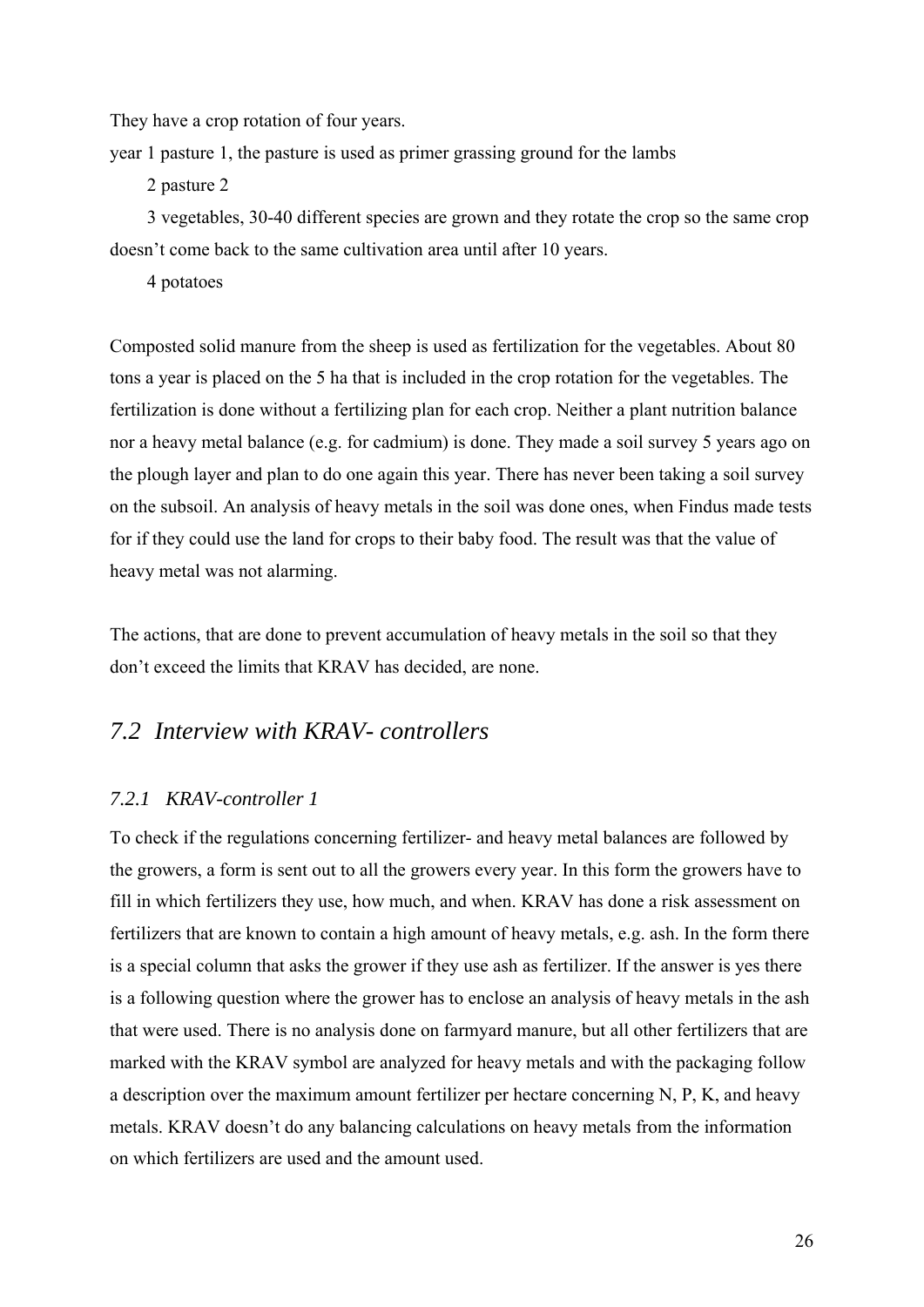They have a crop rotation of four years.

year 1 pasture 1, the pasture is used as primer grassing ground for the lambs

2 pasture 2

3 vegetables, 30-40 different species are grown and they rotate the crop so the same crop doesn't come back to the same cultivation area until after 10 years.

4 potatoes

Composted solid manure from the sheep is used as fertilization for the vegetables. About 80 tons a year is placed on the 5 ha that is included in the crop rotation for the vegetables. The fertilization is done without a fertilizing plan for each crop. Neither a plant nutrition balance nor a heavy metal balance (e.g. for cadmium) is done. They made a soil survey 5 years ago on the plough layer and plan to do one again this year. There has never been taking a soil survey on the subsoil. An analysis of heavy metals in the soil was done ones, when Findus made tests for if they could use the land for crops to their baby food. The result was that the value of heavy metal was not alarming.

The actions, that are done to prevent accumulation of heavy metals in the soil so that they don't exceed the limits that KRAV has decided, are none.

## *7.2 Interview with KRAV- controllers*

### *7.2.1 KRAV-controller 1*

To check if the regulations concerning fertilizer- and heavy metal balances are followed by the growers, a form is sent out to all the growers every year. In this form the growers have to fill in which fertilizers they use, how much, and when. KRAV has done a risk assessment on fertilizers that are known to contain a high amount of heavy metals, e.g. ash. In the form there is a special column that asks the grower if they use ash as fertilizer. If the answer is yes there is a following question where the grower has to enclose an analysis of heavy metals in the ash that were used. There is no analysis done on farmyard manure, but all other fertilizers that are marked with the KRAV symbol are analyzed for heavy metals and with the packaging follow a description over the maximum amount fertilizer per hectare concerning N, P, K, and heavy metals. KRAV doesn't do any balancing calculations on heavy metals from the information on which fertilizers are used and the amount used.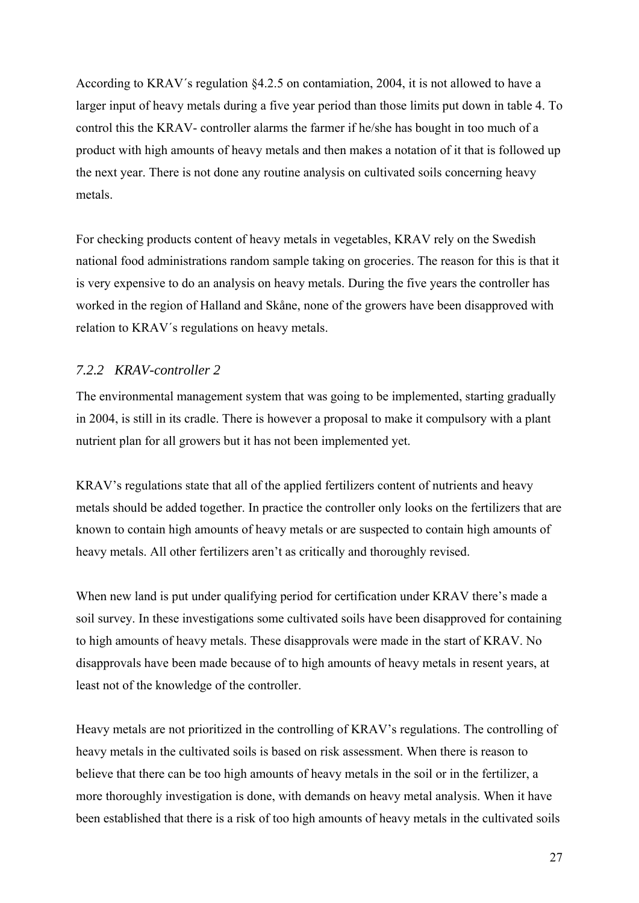According to KRAV´s regulation §4.2.5 on contamiation, 2004, it is not allowed to have a larger input of heavy metals during a five year period than those limits put down in table 4. To control this the KRAV- controller alarms the farmer if he/she has bought in too much of a product with high amounts of heavy metals and then makes a notation of it that is followed up the next year. There is not done any routine analysis on cultivated soils concerning heavy metals.

For checking products content of heavy metals in vegetables, KRAV rely on the Swedish national food administrations random sample taking on groceries. The reason for this is that it is very expensive to do an analysis on heavy metals. During the five years the controller has worked in the region of Halland and Skåne, none of the growers have been disapproved with relation to KRAV´s regulations on heavy metals.

### *7.2.2 KRAV-controller 2*

The environmental management system that was going to be implemented, starting gradually in 2004, is still in its cradle. There is however a proposal to make it compulsory with a plant nutrient plan for all growers but it has not been implemented yet.

KRAV's regulations state that all of the applied fertilizers content of nutrients and heavy metals should be added together. In practice the controller only looks on the fertilizers that are known to contain high amounts of heavy metals or are suspected to contain high amounts of heavy metals. All other fertilizers aren't as critically and thoroughly revised.

When new land is put under qualifying period for certification under KRAV there's made a soil survey. In these investigations some cultivated soils have been disapproved for containing to high amounts of heavy metals. These disapprovals were made in the start of KRAV. No disapprovals have been made because of to high amounts of heavy metals in resent years, at least not of the knowledge of the controller.

Heavy metals are not prioritized in the controlling of KRAV's regulations. The controlling of heavy metals in the cultivated soils is based on risk assessment. When there is reason to believe that there can be too high amounts of heavy metals in the soil or in the fertilizer, a more thoroughly investigation is done, with demands on heavy metal analysis. When it have been established that there is a risk of too high amounts of heavy metals in the cultivated soils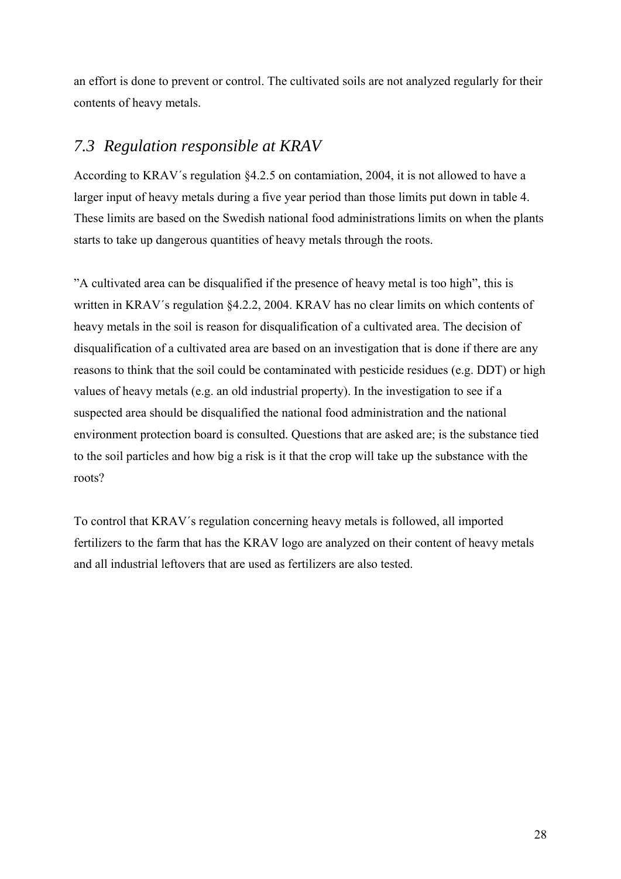an effort is done to prevent or control. The cultivated soils are not analyzed regularly for their contents of heavy metals.

## *7.3 Regulation responsible at KRAV*

According to KRAV´s regulation §4.2.5 on contamiation, 2004, it is not allowed to have a larger input of heavy metals during a five year period than those limits put down in table 4. These limits are based on the Swedish national food administrations limits on when the plants starts to take up dangerous quantities of heavy metals through the roots.

”A cultivated area can be disqualified if the presence of heavy metal is too high”, this is written in KRAV´s regulation §4.2.2, 2004. KRAV has no clear limits on which contents of heavy metals in the soil is reason for disqualification of a cultivated area. The decision of disqualification of a cultivated area are based on an investigation that is done if there are any reasons to think that the soil could be contaminated with pesticide residues (e.g. DDT) or high values of heavy metals (e.g. an old industrial property). In the investigation to see if a suspected area should be disqualified the national food administration and the national environment protection board is consulted. Questions that are asked are; is the substance tied to the soil particles and how big a risk is it that the crop will take up the substance with the roots?

To control that KRAV´s regulation concerning heavy metals is followed, all imported fertilizers to the farm that has the KRAV logo are analyzed on their content of heavy metals and all industrial leftovers that are used as fertilizers are also tested.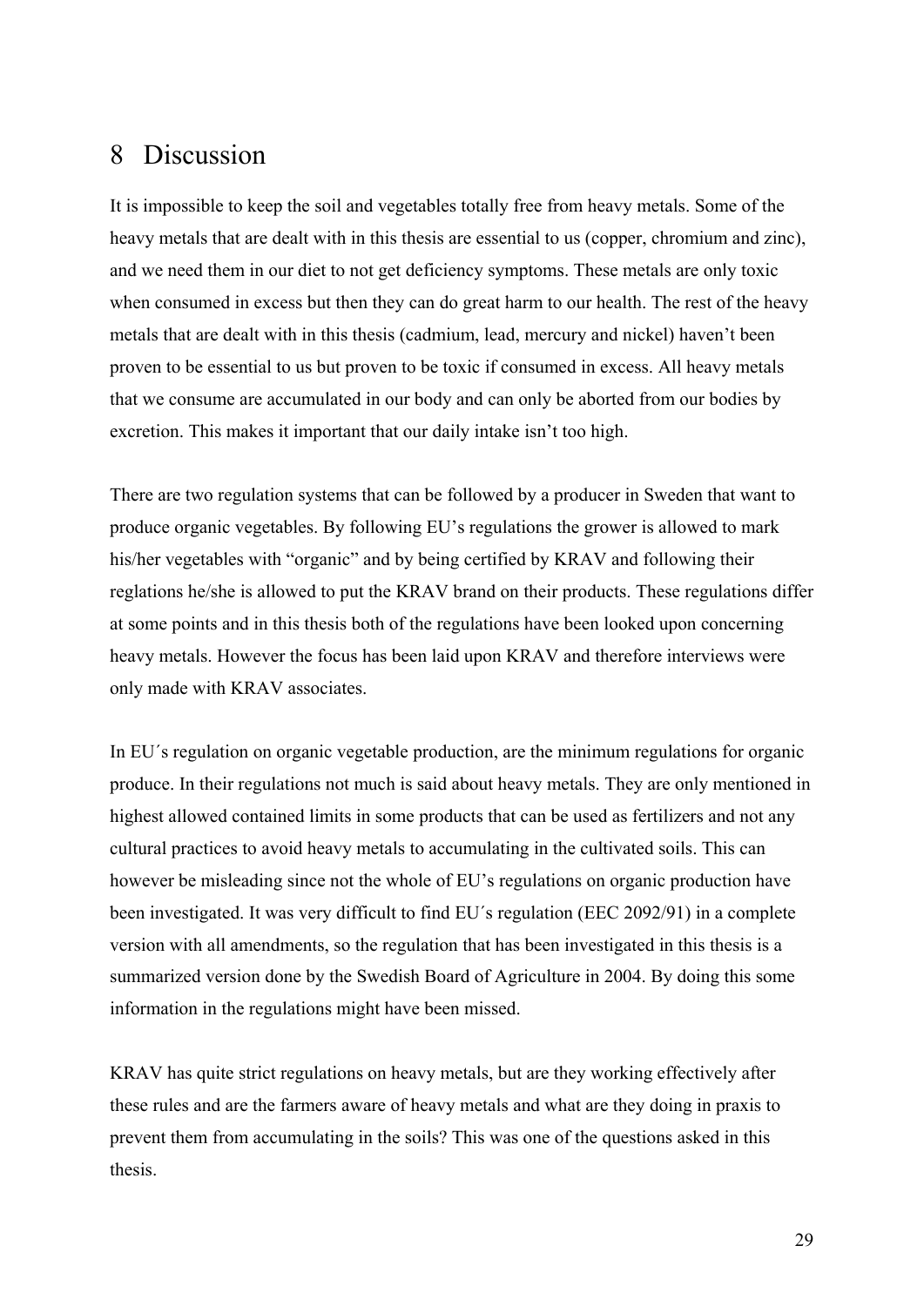# 8 Discussion

It is impossible to keep the soil and vegetables totally free from heavy metals. Some of the heavy metals that are dealt with in this thesis are essential to us (copper, chromium and zinc), and we need them in our diet to not get deficiency symptoms. These metals are only toxic when consumed in excess but then they can do great harm to our health. The rest of the heavy metals that are dealt with in this thesis (cadmium, lead, mercury and nickel) haven't been proven to be essential to us but proven to be toxic if consumed in excess. All heavy metals that we consume are accumulated in our body and can only be aborted from our bodies by excretion. This makes it important that our daily intake isn't too high.

There are two regulation systems that can be followed by a producer in Sweden that want to produce organic vegetables. By following EU's regulations the grower is allowed to mark his/her vegetables with "organic" and by being certified by KRAV and following their reglations he/she is allowed to put the KRAV brand on their products. These regulations differ at some points and in this thesis both of the regulations have been looked upon concerning heavy metals. However the focus has been laid upon KRAV and therefore interviews were only made with KRAV associates.

In EU´s regulation on organic vegetable production, are the minimum regulations for organic produce. In their regulations not much is said about heavy metals. They are only mentioned in highest allowed contained limits in some products that can be used as fertilizers and not any cultural practices to avoid heavy metals to accumulating in the cultivated soils. This can however be misleading since not the whole of EU's regulations on organic production have been investigated. It was very difficult to find EU´s regulation (EEC 2092/91) in a complete version with all amendments, so the regulation that has been investigated in this thesis is a summarized version done by the Swedish Board of Agriculture in 2004. By doing this some information in the regulations might have been missed.

KRAV has quite strict regulations on heavy metals, but are they working effectively after these rules and are the farmers aware of heavy metals and what are they doing in praxis to prevent them from accumulating in the soils? This was one of the questions asked in this thesis.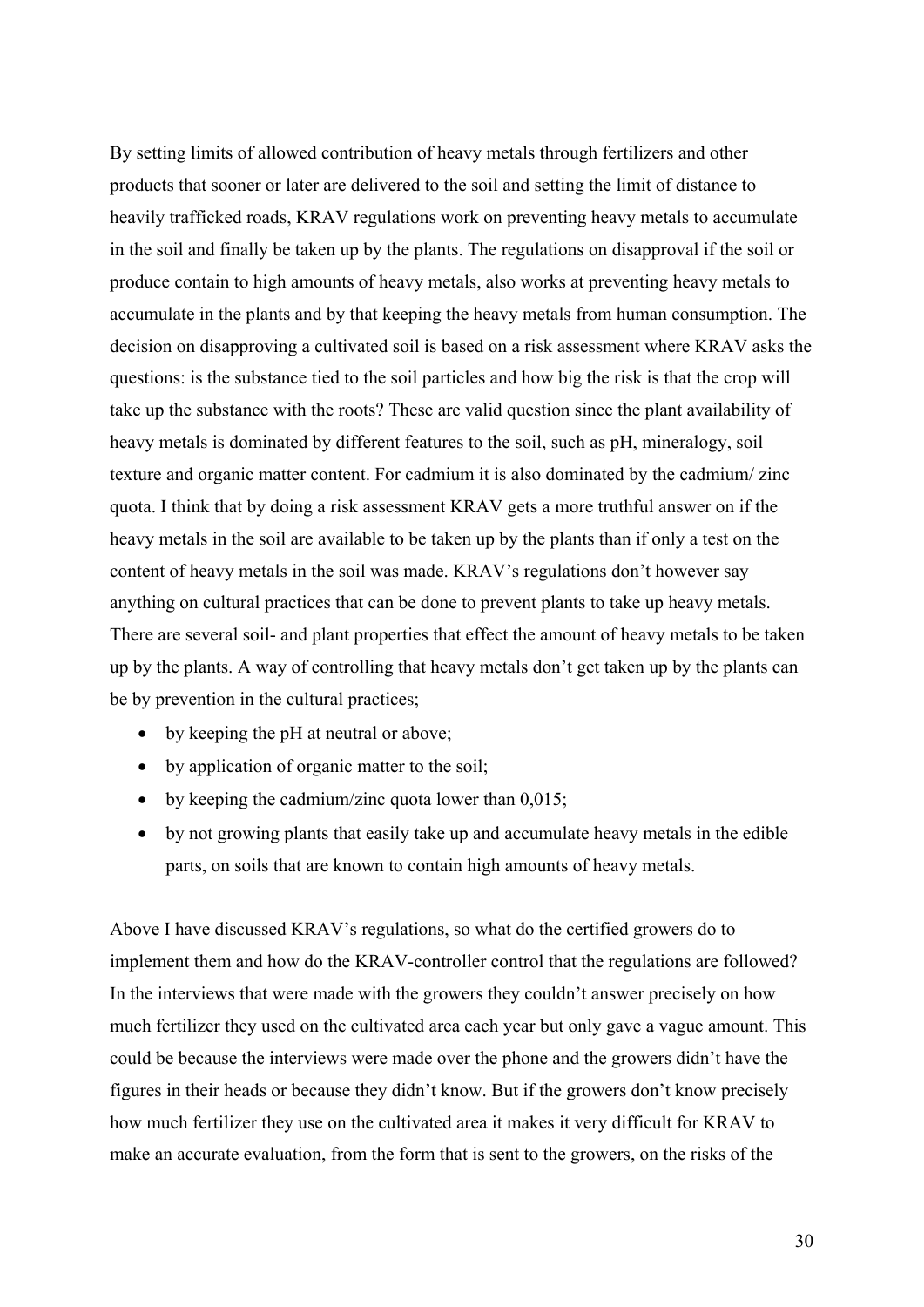By setting limits of allowed contribution of heavy metals through fertilizers and other products that sooner or later are delivered to the soil and setting the limit of distance to heavily trafficked roads, KRAV regulations work on preventing heavy metals to accumulate in the soil and finally be taken up by the plants. The regulations on disapproval if the soil or produce contain to high amounts of heavy metals, also works at preventing heavy metals to accumulate in the plants and by that keeping the heavy metals from human consumption. The decision on disapproving a cultivated soil is based on a risk assessment where KRAV asks the questions: is the substance tied to the soil particles and how big the risk is that the crop will take up the substance with the roots? These are valid question since the plant availability of heavy metals is dominated by different features to the soil, such as pH, mineralogy, soil texture and organic matter content. For cadmium it is also dominated by the cadmium/ zinc quota. I think that by doing a risk assessment KRAV gets a more truthful answer on if the heavy metals in the soil are available to be taken up by the plants than if only a test on the content of heavy metals in the soil was made. KRAV's regulations don't however say anything on cultural practices that can be done to prevent plants to take up heavy metals. There are several soil- and plant properties that effect the amount of heavy metals to be taken up by the plants. A way of controlling that heavy metals don't get taken up by the plants can be by prevention in the cultural practices;

- by keeping the pH at neutral or above;
- by application of organic matter to the soil;
- by keeping the cadmium/zinc quota lower than 0,015;
- by not growing plants that easily take up and accumulate heavy metals in the edible parts, on soils that are known to contain high amounts of heavy metals.

Above I have discussed KRAV's regulations, so what do the certified growers do to implement them and how do the KRAV-controller control that the regulations are followed? In the interviews that were made with the growers they couldn't answer precisely on how much fertilizer they used on the cultivated area each year but only gave a vague amount. This could be because the interviews were made over the phone and the growers didn't have the figures in their heads or because they didn't know. But if the growers don't know precisely how much fertilizer they use on the cultivated area it makes it very difficult for KRAV to make an accurate evaluation, from the form that is sent to the growers, on the risks of the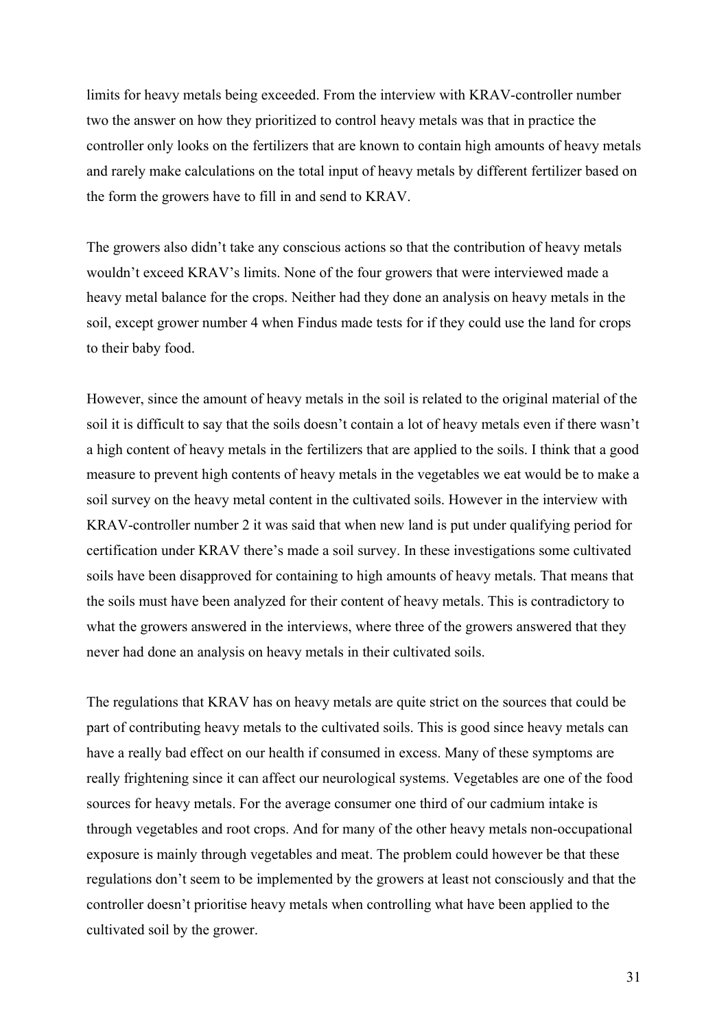limits for heavy metals being exceeded. From the interview with KRAV-controller number two the answer on how they prioritized to control heavy metals was that in practice the controller only looks on the fertilizers that are known to contain high amounts of heavy metals and rarely make calculations on the total input of heavy metals by different fertilizer based on the form the growers have to fill in and send to KRAV.

The growers also didn't take any conscious actions so that the contribution of heavy metals wouldn't exceed KRAV's limits. None of the four growers that were interviewed made a heavy metal balance for the crops. Neither had they done an analysis on heavy metals in the soil, except grower number 4 when Findus made tests for if they could use the land for crops to their baby food.

However, since the amount of heavy metals in the soil is related to the original material of the soil it is difficult to say that the soils doesn't contain a lot of heavy metals even if there wasn't a high content of heavy metals in the fertilizers that are applied to the soils. I think that a good measure to prevent high contents of heavy metals in the vegetables we eat would be to make a soil survey on the heavy metal content in the cultivated soils. However in the interview with KRAV-controller number 2 it was said that when new land is put under qualifying period for certification under KRAV there's made a soil survey. In these investigations some cultivated soils have been disapproved for containing to high amounts of heavy metals. That means that the soils must have been analyzed for their content of heavy metals. This is contradictory to what the growers answered in the interviews, where three of the growers answered that they never had done an analysis on heavy metals in their cultivated soils.

The regulations that KRAV has on heavy metals are quite strict on the sources that could be part of contributing heavy metals to the cultivated soils. This is good since heavy metals can have a really bad effect on our health if consumed in excess. Many of these symptoms are really frightening since it can affect our neurological systems. Vegetables are one of the food sources for heavy metals. For the average consumer one third of our cadmium intake is through vegetables and root crops. And for many of the other heavy metals non-occupational exposure is mainly through vegetables and meat. The problem could however be that these regulations don't seem to be implemented by the growers at least not consciously and that the controller doesn't prioritise heavy metals when controlling what have been applied to the cultivated soil by the grower.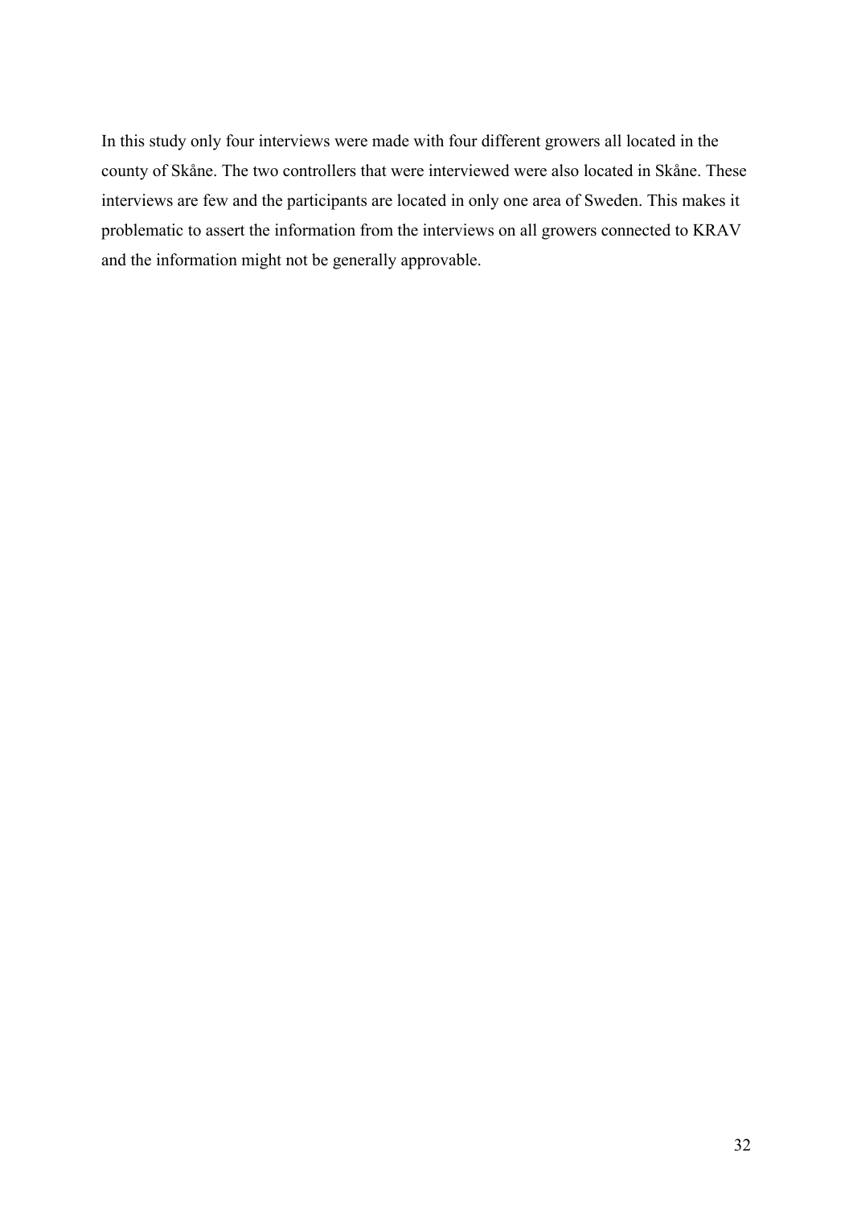In this study only four interviews were made with four different growers all located in the county of Skåne. The two controllers that were interviewed were also located in Skåne. These interviews are few and the participants are located in only one area of Sweden. This makes it problematic to assert the information from the interviews on all growers connected to KRAV and the information might not be generally approvable.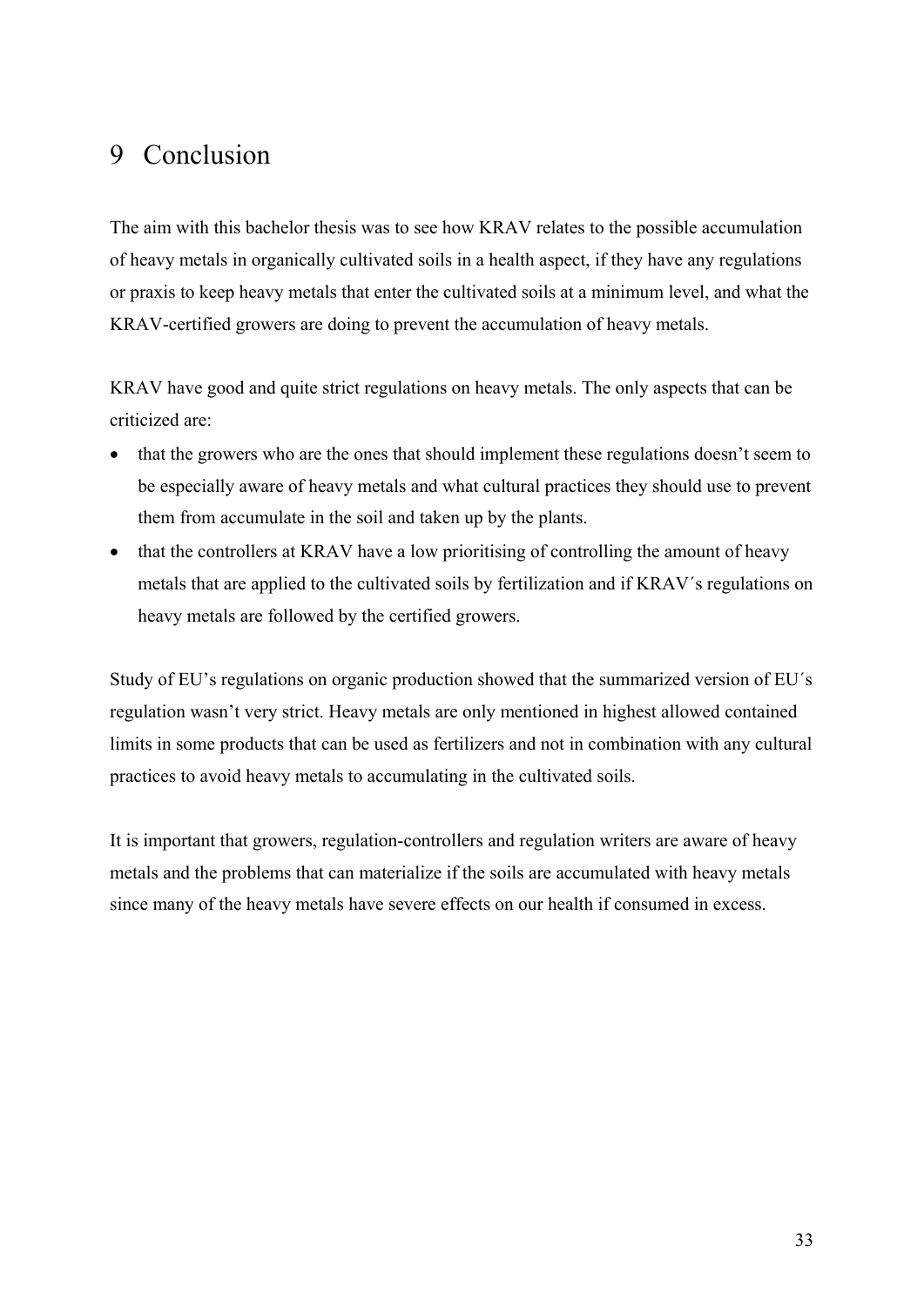# 9 Conclusion

The aim with this bachelor thesis was to see how KRAV relates to the possible accumulation of heavy metals in organically cultivated soils in a health aspect, if they have any regulations or praxis to keep heavy metals that enter the cultivated soils at a minimum level, and what the KRAV-certified growers are doing to prevent the accumulation of heavy metals.

KRAV have good and quite strict regulations on heavy metals. The only aspects that can be criticized are:

- that the growers who are the ones that should implement these regulations doesn't seem to be especially aware of heavy metals and what cultural practices they should use to prevent them from accumulate in the soil and taken up by the plants.
- that the controllers at KRAV have a low prioritising of controlling the amount of heavy metals that are applied to the cultivated soils by fertilization and if KRAV´s regulations on heavy metals are followed by the certified growers.

Study of EU's regulations on organic production showed that the summarized version of EU´s regulation wasn't very strict. Heavy metals are only mentioned in highest allowed contained limits in some products that can be used as fertilizers and not in combination with any cultural practices to avoid heavy metals to accumulating in the cultivated soils.

It is important that growers, regulation-controllers and regulation writers are aware of heavy metals and the problems that can materialize if the soils are accumulated with heavy metals since many of the heavy metals have severe effects on our health if consumed in excess.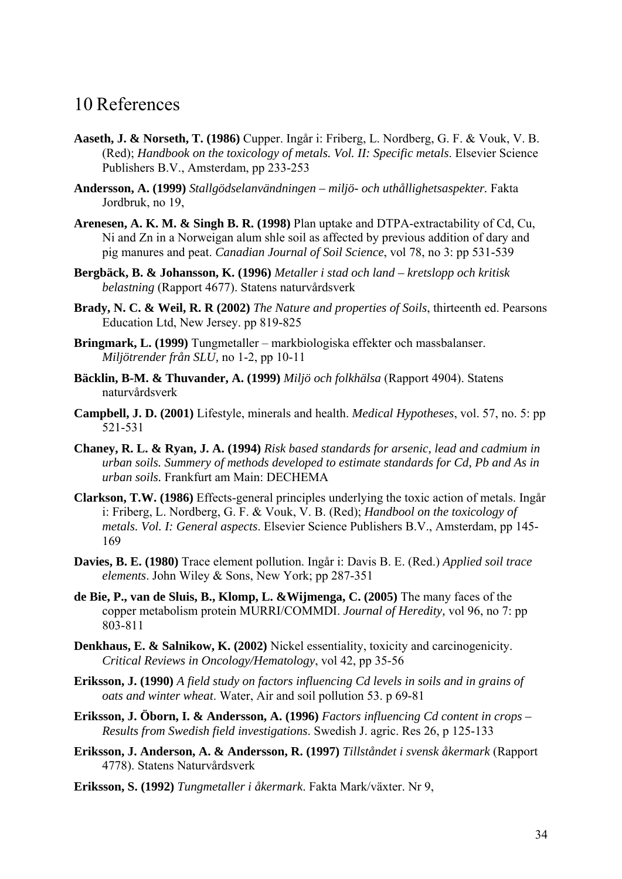# 10 References

**Aaseth, J. & Norseth, T. (1986)** Cupper. Ingår i: Friberg, L. Nordberg, G. F. & Vouk, V. B. (Red); *Handbook on the toxicology of metals. Vol. II: Specific metals*. Elsevier Science Publishers B.V., Amsterdam, pp 233-253

**Andersson, A. (1999)** *Stallgödselanvändningen – miljö- och uthållighetsaspekter.* Fakta Jordbruk, no 19,

**Arenesen, A. K. M. & Singh B. R. (1998)** Plan uptake and DTPA-extractability of Cd, Cu, Ni and Zn in a Norweigan alum shle soil as affected by previous addition of dary and pig manures and peat. *Canadian Journal of Soil Science*, vol 78, no 3: pp 531-539

**Bergbäck, B. & Johansson, K. (1996)** *Metaller i stad och land – kretslopp och kritisk belastning* (Rapport 4677). Statens naturvårdsverk

**Brady, N. C. & Weil, R. R (2002)** *The Nature and properties of Soils*, thirteenth ed. Pearsons Education Ltd, New Jersey. pp 819-825

**Bringmark, L. (1999)** Tungmetaller – markbiologiska effekter och massbalanser. *Miljötrender från SLU,* no 1-2, pp 10-11

**Bäcklin, B-M. & Thuvander, A. (1999)** *Miljö och folkhälsa* (Rapport 4904). Statens naturvårdsverk

**Campbell, J. D. (2001)** Lifestyle, minerals and health. *Medical Hypotheses*, vol. 57, no. 5: pp 521-531

**Chaney, R. L. & Ryan, J. A. (1994)** *Risk based standards for arsenic, lead and cadmium in urban soils. Summery of methods developed to estimate standards for Cd, Pb and As in urban soils.* Frankfurt am Main: DECHEMA

**Clarkson, T.W. (1986)** Effects-general principles underlying the toxic action of metals. Ingår i: Friberg, L. Nordberg, G. F. & Vouk, V. B. (Red); *Handbool on the toxicology of metals. Vol. I: General aspects*. Elsevier Science Publishers B.V., Amsterdam, pp 145-169

**Davies, B. E. (1980)** Trace element pollution. Ingår i: Davis B. E. (Red.) *Applied soil trace elements*. John Wiley & Sons, New York; pp 287-351

**de Bie, P., van de Sluis, B., Klomp, L. &Wijmenga, C. (2005)** The many faces of the copper metabolism protein MURRI/COMMDI. *Journal of Heredity,* vol 96, no 7: pp 803-811

**Denkhaus, E. & Salnikow, K. (2002)** Nickel essentiality, toxicity and carcinogenicity. *Critical Reviews in Oncology/Hematology*, vol 42, pp 35-56

**Eriksson, J. (1990)** *A field study on factors influencing Cd levels in soils and in grains of oats and winter wheat*. Water, Air and soil pollution 53. p 69-81

**Eriksson, J. Öborn, I. & Andersson, A. (1996)** *Factors influencing Cd content in crops – Results from Swedish field investigations*. Swedish J. agric. Res 26, p 125-133

**Eriksson, J. Anderson, A. & Andersson, R. (1997)** *Tillståndet i svensk åkermark* (Rapport 4778). Statens Naturvårdsverk

**Eriksson, S. (1992)** *Tungmetaller i åkermark*. Fakta Mark/växter. Nr 9,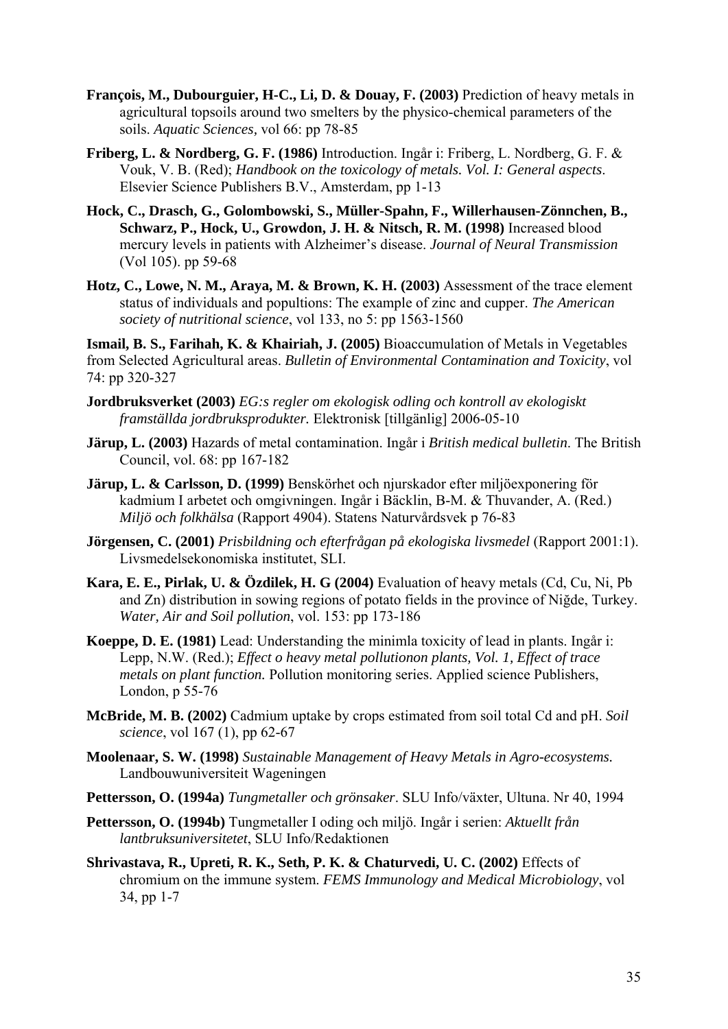**François, M., Dubourguier, H-C., Li, D. & Douay, F. (2003)** Prediction of heavy metals in agricultural topsoils around two smelters by the physico-chemical parameters of the soils. *Aquatic Sciences,* vol 66: pp 78-85

**Friberg, L. & Nordberg, G. F. (1986)** Introduction. Ingår i: Friberg, L. Nordberg, G. F. & Vouk, V. B. (Red); *Handbook on the toxicology of metals. Vol. I: General aspects*. Elsevier Science Publishers B.V., Amsterdam, pp 1-13

**Hock, C., Drasch, G., Golombowski, S., Müller-Spahn, F., Willerhausen-Zönnchen, B., Schwarz, P., Hock, U., Growdon, J. H. & Nitsch, R. M. (1998)** Increased blood mercury levels in patients with Alzheimer's disease. *Journal of Neural Transmission* (Vol 105). pp 59-68

**Hotz, C., Lowe, N. M., Araya, M. & Brown, K. H. (2003)** Assessment of the trace element status of individuals and popultions: The example of zinc and cupper. *The American society of nutritional science*, vol 133, no 5: pp 1563-1560

**Ismail, B. S., Farihah, K. & Khairiah, J. (2005)** Bioaccumulation of Metals in Vegetables from Selected Agricultural areas. *Bulletin of Environmental Contamination and Toxicity*, vol 74: pp 320-327

**Jordbruksverket (2003)** *EG:s regler om ekologisk odling och kontroll av ekologiskt framställda jordbruksprodukter.* Elektronisk [tillgänlig] 2006-05-10

**Järup, L. (2003)** Hazards of metal contamination. Ingår i *British medical bulletin*. The British Council, vol. 68: pp 167-182

**Järup, L. & Carlsson, D. (1999)** Benskörhet och njurskador efter miljöexponering för kadmium I arbetet och omgivningen. Ingår i Bäcklin, B-M. & Thuvander, A. (Red.) *Miljö och folkhälsa* (Rapport 4904). Statens Naturvårdsvek p 76-83

**Jörgensen, C. (2001)** *Prisbildning och efterfrågan på ekologiska livsmedel* (Rapport 2001:1). Livsmedelsekonomiska institutet, SLI.

**Kara, E. E., Pirlak, U. & Özdilek, H. G (2004)** Evaluation of heavy metals (Cd, Cu, Ni, Pb and Zn) distribution in sowing regions of potato fields in the province of Niğde, Turkey. *Water, Air and Soil pollution*, vol. 153: pp 173-186

**Koeppe, D. E. (1981)** Lead: Understanding the minimla toxicity of lead in plants. Ingår i: Lepp, N.W. (Red.); *Effect o heavy metal pollutionon plants, Vol. 1, Effect of trace metals on plant function.* Pollution monitoring series. Applied science Publishers, London, p 55-76

**McBride, M. B. (2002)** Cadmium uptake by crops estimated from soil total Cd and pH. *Soil science*, vol 167 (1), pp 62-67

**Moolenaar, S. W. (1998)** *Sustainable Management of Heavy Metals in Agro-ecosystems.* Landbouwuniversiteit Wageningen

**Pettersson, O. (1994a)** *Tungmetaller och grönsaker*. SLU Info/växter, Ultuna. Nr 40, 1994

**Pettersson, O. (1994b)** Tungmetaller I oding och miljö. Ingår i serien: *Aktuellt från lantbruksuniversitetet*, SLU Info/Redaktionen

**Shrivastava, R., Upreti, R. K., Seth, P. K. & Chaturvedi, U. C. (2002)** Effects of chromium on the immune system. *FEMS Immunology and Medical Microbiology*, vol 34, pp 1-7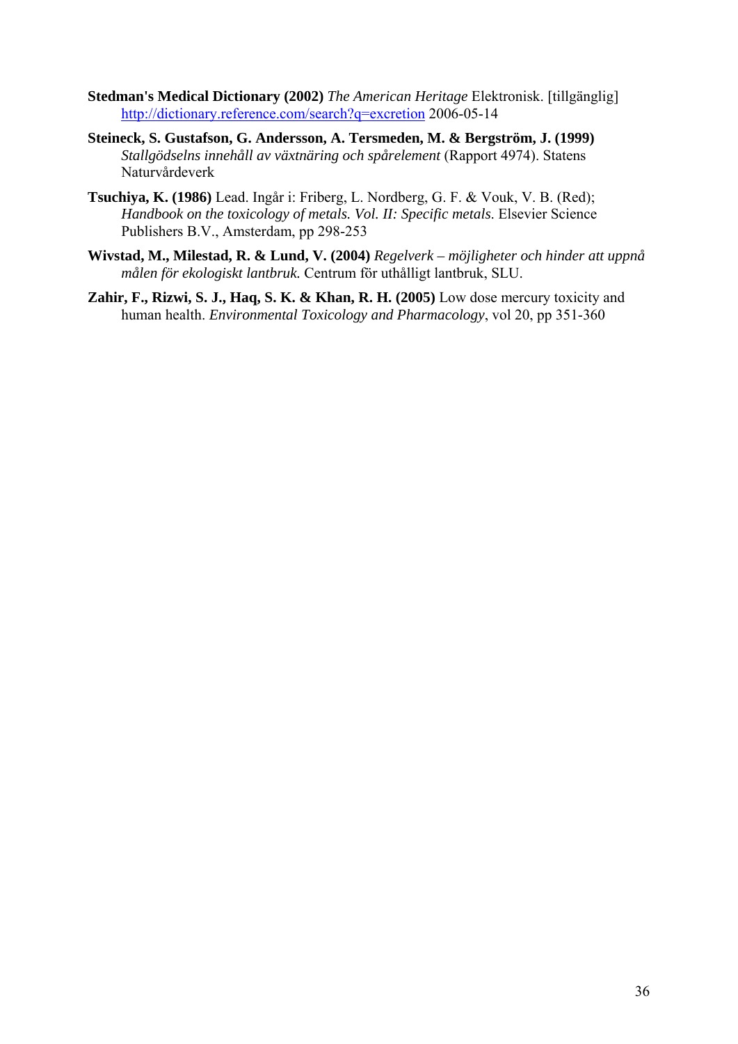**Stedman's Medical Dictionary (2002)** *The American Heritage* Elektronisk. [tillgänglig] http://dictionary.reference.com/search?q=excretion 2006-05-14

**Steineck, S. Gustafson, G. Andersson, A. Tersmeden, M. & Bergström, J. (1999)** *Stallgödselns innehåll av växtnäring och spårelement* (Rapport 4974). Statens Naturvårdeverk

**Tsuchiya, K. (1986)** Lead. Ingår i: Friberg, L. Nordberg, G. F. & Vouk, V. B. (Red); *Handbook on the toxicology of metals. Vol. II: Specific metals.* Elsevier Science Publishers B.V., Amsterdam, pp 298-253

**Wivstad, M., Milestad, R. & Lund, V. (2004)** *Regelverk – möjligheter och hinder att uppnå målen för ekologiskt lantbruk.* Centrum för uthålligt lantbruk, SLU.

**Zahir, F., Rizwi, S. J., Haq, S. K. & Khan, R. H. (2005)** Low dose mercury toxicity and human health. *Environmental Toxicology and Pharmacology*, vol 20, pp 351-360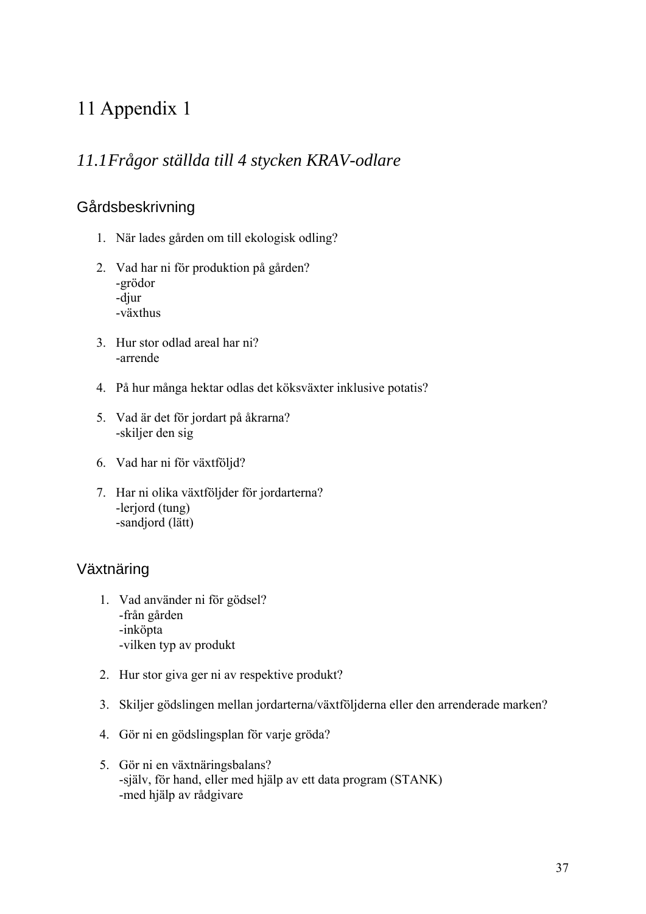# 11 Appendix 1

## *11.1Frågor ställda till 4 stycken KRAV-odlare*

### Gårdsbeskrivning

1. När lades gården om till ekologisk odling?

2. Vad har ni för produktion på gården?
   -grödor
   -djur
   -växthus

3. Hur stor odlad areal har ni?
   -arrende

4. På hur många hektar odlas det köksväxter inklusive potatis?

5. Vad är det för jordart på åkrarna?
   -skiljer den sig

6. Vad har ni för växtföljd?

7. Har ni olika växtföljder för jordarterna?
   -lerjord (tung)
   -sandjord (lätt)

### Växtnäring

1. Vad använder ni för gödsel?
   -från gården
   -inköpta
   -vilken typ av produkt

2. Hur stor giva ger ni av respektive produkt?

3. Skiljer gödslingen mellan jordarterna/växtföljderna eller den arrenderade marken?

4. Gör ni en gödslingsplan för varje gröda?

5. Gör ni en växtnäringsbalans?
   -själv, för hand, eller med hjälp av ett data program (STANK)
   -med hjälp av rådgivare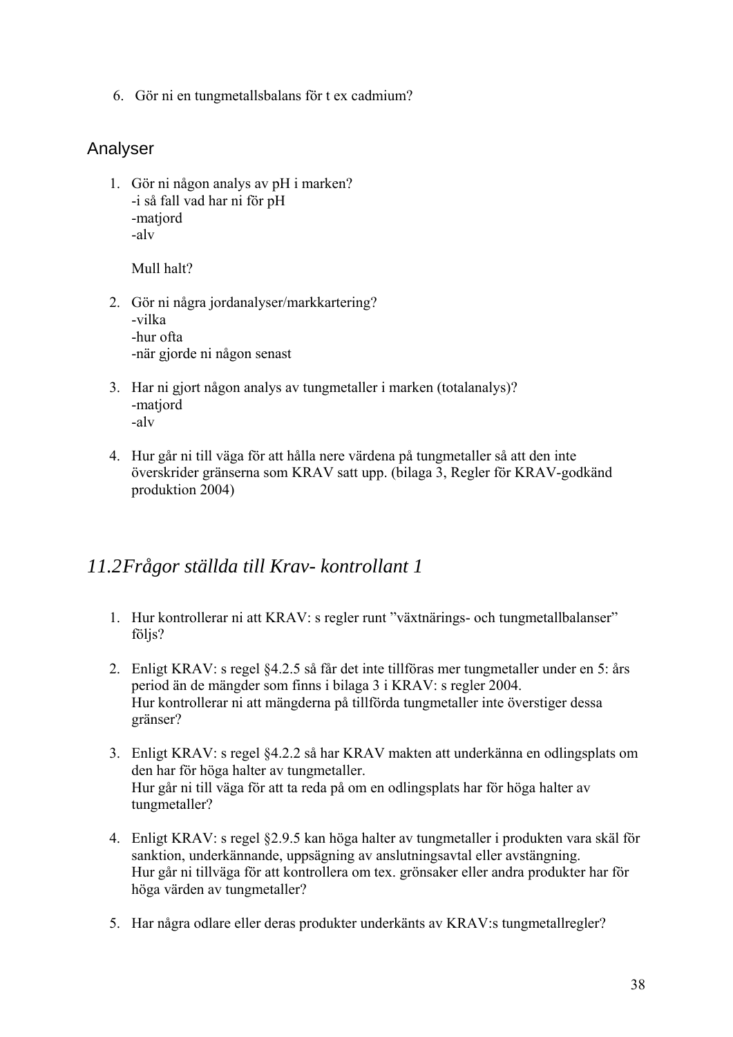6. Gör ni en tungmetallsbalans för t ex cadmium?

## Analyser

1. Gör ni någon analys av pH i marken?
   -i så fall vad har ni för pH
   -matjord
   -alv

   Mull halt?

2. Gör ni några jordanalyser/markkartering?
   -vilka
   -hur ofta
   -när gjorde ni någon senast

3. Har ni gjort någon analys av tungmetaller i marken (totalanalys)?
   -matjord
   -alv

4. Hur går ni till väga för att hålla nere värdena på tungmetaller så att den inte överskrider gränserna som KRAV satt upp. (bilaga 3, Regler för KRAV-godkänd produktion 2004)

## *11.2Frågor ställda till Krav- kontrollant 1*

1. Hur kontrollerar ni att KRAV: s regler runt ”växtnärings- och tungmetallbalanser” följs?

2. Enligt KRAV: s regel §4.2.5 så får det inte tillföras mer tungmetaller under en 5: års period än de mängder som finns i bilaga 3 i KRAV: s regler 2004.
   Hur kontrollerar ni att mängderna på tillförda tungmetaller inte överstiger dessa gränser?

3. Enligt KRAV: s regel §4.2.2 så har KRAV makten att underkänna en odlingsplats om den har för höga halter av tungmetaller.
   Hur går ni till väga för att ta reda på om en odlingsplats har för höga halter av tungmetaller?

4. Enligt KRAV: s regel §2.9.5 kan höga halter av tungmetaller i produkten vara skäl för sanktion, underkännande, uppsägning av anslutningsavtal eller avstängning.
   Hur går ni tillväga för att kontrollera om tex. grönsaker eller andra produkter har för höga värden av tungmetaller?

5. Har några odlare eller deras produkter underkänts av KRAV:s tungmetallregler?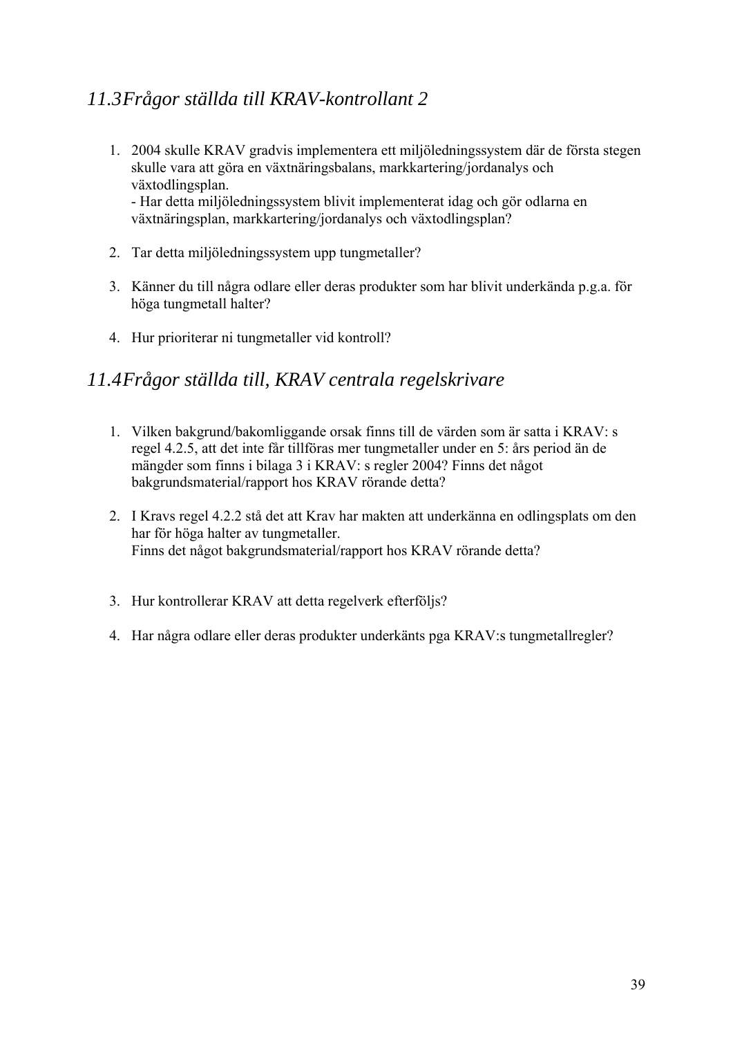## *11.3Frågor ställda till KRAV-kontrollant 2*

1. 2004 skulle KRAV gradvis implementera ett miljöledningssystem där de första stegen skulle vara att göra en växtnäringsbalans, markkartering/jordanalys och växtodlingsplan.
   - Har detta miljöledningssystem blivit implementerat idag och gör odlarna en växtnäringsplan, markkartering/jordanalys och växtodlingsplan?

2. Tar detta miljöledningssystem upp tungmetaller?

3. Känner du till några odlare eller deras produkter som har blivit underkända p.g.a. för höga tungmetall halter?

4. Hur prioriterar ni tungmetaller vid kontroll?

## *11.4Frågor ställda till, KRAV centrala regelskrivare*

1. Vilken bakgrund/bakomliggande orsak finns till de värden som är satta i KRAV: s regel 4.2.5, att det inte får tillföras mer tungmetaller under en 5: års period än de mängder som finns i bilaga 3 i KRAV: s regler 2004? Finns det något bakgrundsmaterial/rapport hos KRAV rörande detta?

2. I Kravs regel 4.2.2 stå det att Krav har makten att underkänna en odlingsplats om den har för höga halter av tungmetaller.
   Finns det något bakgrundsmaterial/rapport hos KRAV rörande detta?

3. Hur kontrollerar KRAV att detta regelverk efterföljs?

4. Har några odlare eller deras produkter underkänts pga KRAV:s tungmetallregler?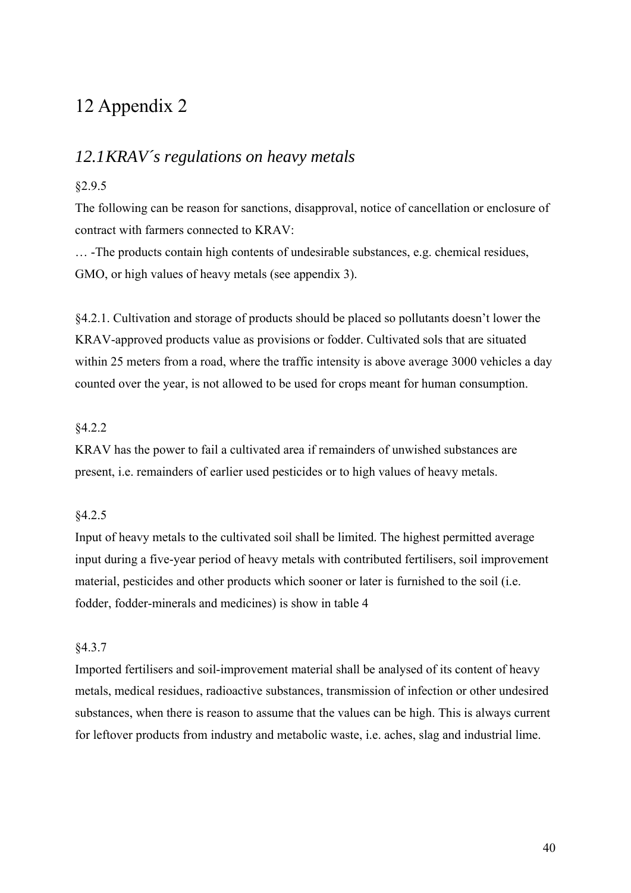# 12 Appendix 2

## *12.1KRAV´s regulations on heavy metals*

§2.9.5

The following can be reason for sanctions, disapproval, notice of cancellation or enclosure of contract with farmers connected to KRAV:

… -The products contain high contents of undesirable substances, e.g. chemical residues, GMO, or high values of heavy metals (see appendix 3).

§4.2.1. Cultivation and storage of products should be placed so pollutants doesn't lower the KRAV-approved products value as provisions or fodder. Cultivated sols that are situated within 25 meters from a road, where the traffic intensity is above average 3000 vehicles a day counted over the year, is not allowed to be used for crops meant for human consumption.

§4.2.2

KRAV has the power to fail a cultivated area if remainders of unwished substances are present, i.e. remainders of earlier used pesticides or to high values of heavy metals.

§4.2.5

Input of heavy metals to the cultivated soil shall be limited. The highest permitted average input during a five-year period of heavy metals with contributed fertilisers, soil improvement material, pesticides and other products which sooner or later is furnished to the soil (i.e. fodder, fodder-minerals and medicines) is show in table 4

§4.3.7

Imported fertilisers and soil-improvement material shall be analysed of its content of heavy metals, medical residues, radioactive substances, transmission of infection or other undesired substances, when there is reason to assume that the values can be high. This is always current for leftover products from industry and metabolic waste, i.e. aches, slag and industrial lime.